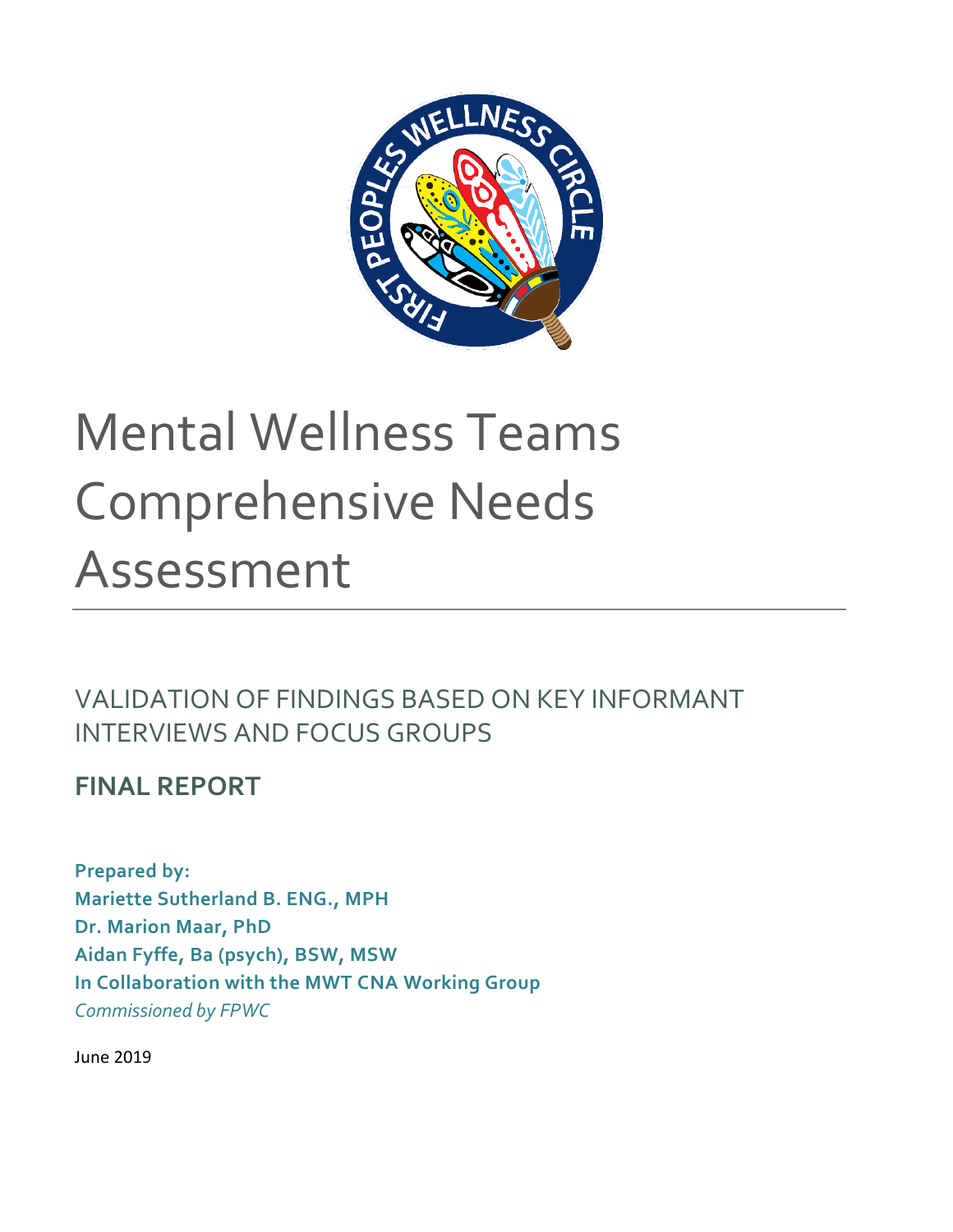# Mental Wellness Teams Comprehensive Needs Assessment

## VALIDATION OF FINDINGS BASED ON KEY INFORMANT INTERVIEWS AND FOCUS GROUPS

### FINAL REPORT

**Prepared by:**
**Mariette Sutherland B. ENG., MPH**
**Dr. Marion Maar, PhD**
**Aidan Fyffe, Ba (psych), BSW, MSW**
**In Collaboration with the MWT CNA Working Group**
*Commissioned by FPWC*

June 2019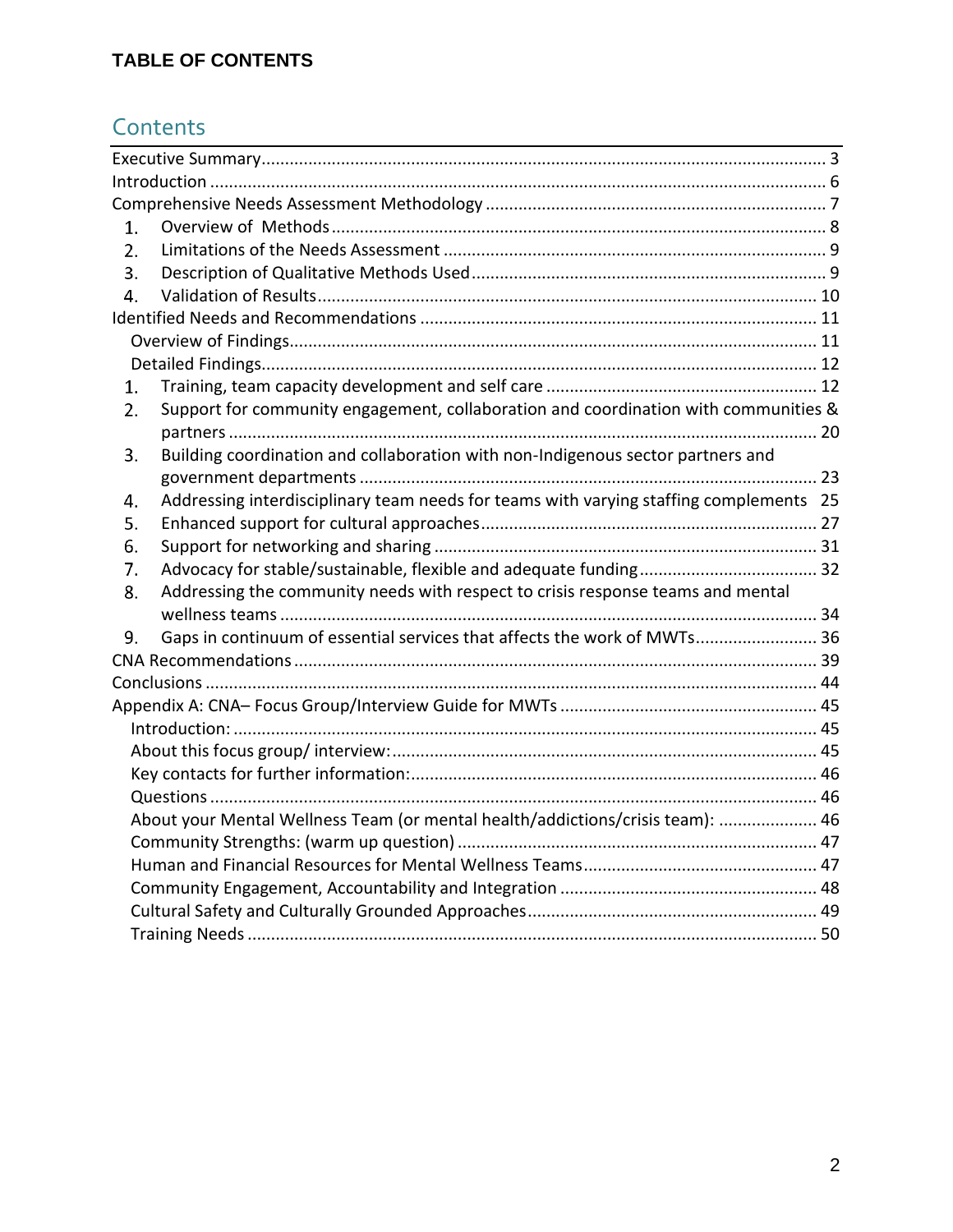**TABLE OF CONTENTS**

## Contents

- Executive Summary ........ 3
- Introduction ........ 6
- Comprehensive Needs Assessment Methodology ........ 7
  1. Overview of Methods ........ 8
  2. Limitations of the Needs Assessment ........ 9
  3. Description of Qualitative Methods Used ........ 9
  4. Validation of Results ........ 10
- Identified Needs and Recommendations ........ 11
  - Overview of Findings ........ 11
  - Detailed Findings ........ 12
  1. Training, team capacity development and self care ........ 12
  2. Support for community engagement, collaboration and coordination with communities & partners ........ 20
  3. Building coordination and collaboration with non-Indigenous sector partners and government departments ........ 23
  4. Addressing interdisciplinary team needs for teams with varying staffing complements 25
  5. Enhanced support for cultural approaches ........ 27
  6. Support for networking and sharing ........ 31
  7. Advocacy for stable/sustainable, flexible and adequate funding ........ 32
  8. Addressing the community needs with respect to crisis response teams and mental wellness teams ........ 34
  9. Gaps in continuum of essential services that affects the work of MWTs ........ 36
- CNA Recommendations ........ 39
- Conclusions ........ 44
- Appendix A: CNA– Focus Group/Interview Guide for MWTs ........ 45
  - Introduction: ........ 45
  - About this focus group/ interview: ........ 45
  - Key contacts for further information: ........ 46
  - Questions ........ 46
  - About your Mental Wellness Team (or mental health/addictions/crisis team): ........ 46
  - Community Strengths: (warm up question) ........ 47
  - Human and Financial Resources for Mental Wellness Teams ........ 47
  - Community Engagement, Accountability and Integration ........ 48
  - Cultural Safety and Culturally Grounded Approaches ........ 49
  - Training Needs ........ 50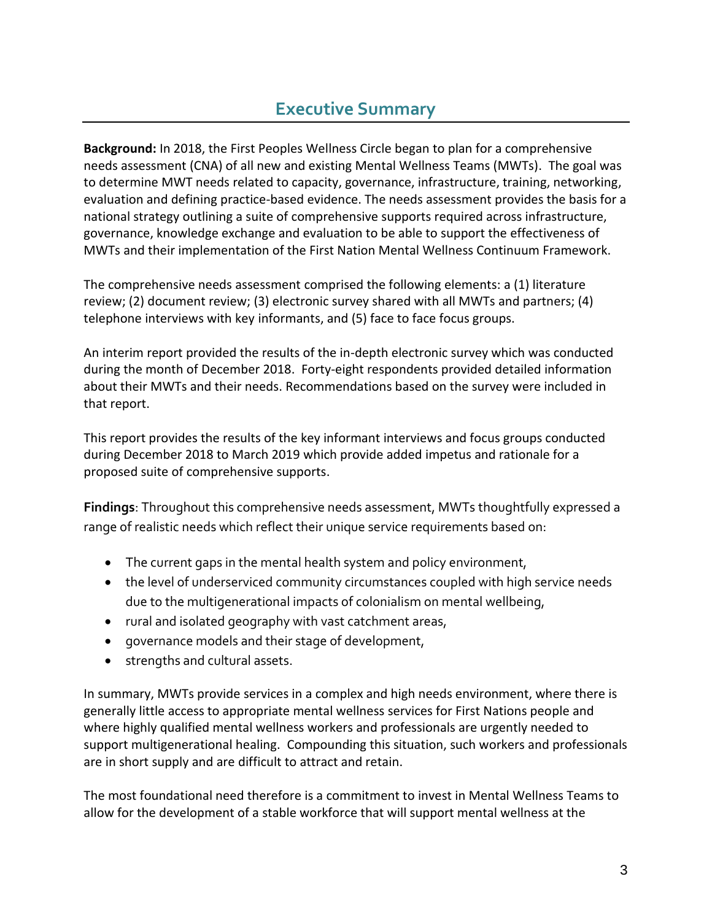# Executive Summary

**Background:** In 2018, the First Peoples Wellness Circle began to plan for a comprehensive needs assessment (CNA) of all new and existing Mental Wellness Teams (MWTs). The goal was to determine MWT needs related to capacity, governance, infrastructure, training, networking, evaluation and defining practice-based evidence. The needs assessment provides the basis for a national strategy outlining a suite of comprehensive supports required across infrastructure, governance, knowledge exchange and evaluation to be able to support the effectiveness of MWTs and their implementation of the First Nation Mental Wellness Continuum Framework.

The comprehensive needs assessment comprised the following elements: a (1) literature review; (2) document review; (3) electronic survey shared with all MWTs and partners; (4) telephone interviews with key informants, and (5) face to face focus groups.

An interim report provided the results of the in-depth electronic survey which was conducted during the month of December 2018. Forty-eight respondents provided detailed information about their MWTs and their needs. Recommendations based on the survey were included in that report.

This report provides the results of the key informant interviews and focus groups conducted during December 2018 to March 2019 which provide added impetus and rationale for a proposed suite of comprehensive supports.

**Findings**: Throughout this comprehensive needs assessment, MWTs thoughtfully expressed a range of realistic needs which reflect their unique service requirements based on:

- The current gaps in the mental health system and policy environment,
- the level of underserviced community circumstances coupled with high service needs due to the multigenerational impacts of colonialism on mental wellbeing,
- rural and isolated geography with vast catchment areas,
- governance models and their stage of development,
- strengths and cultural assets.

In summary, MWTs provide services in a complex and high needs environment, where there is generally little access to appropriate mental wellness services for First Nations people and where highly qualified mental wellness workers and professionals are urgently needed to support multigenerational healing. Compounding this situation, such workers and professionals are in short supply and are difficult to attract and retain.

The most foundational need therefore is a commitment to invest in Mental Wellness Teams to allow for the development of a stable workforce that will support mental wellness at the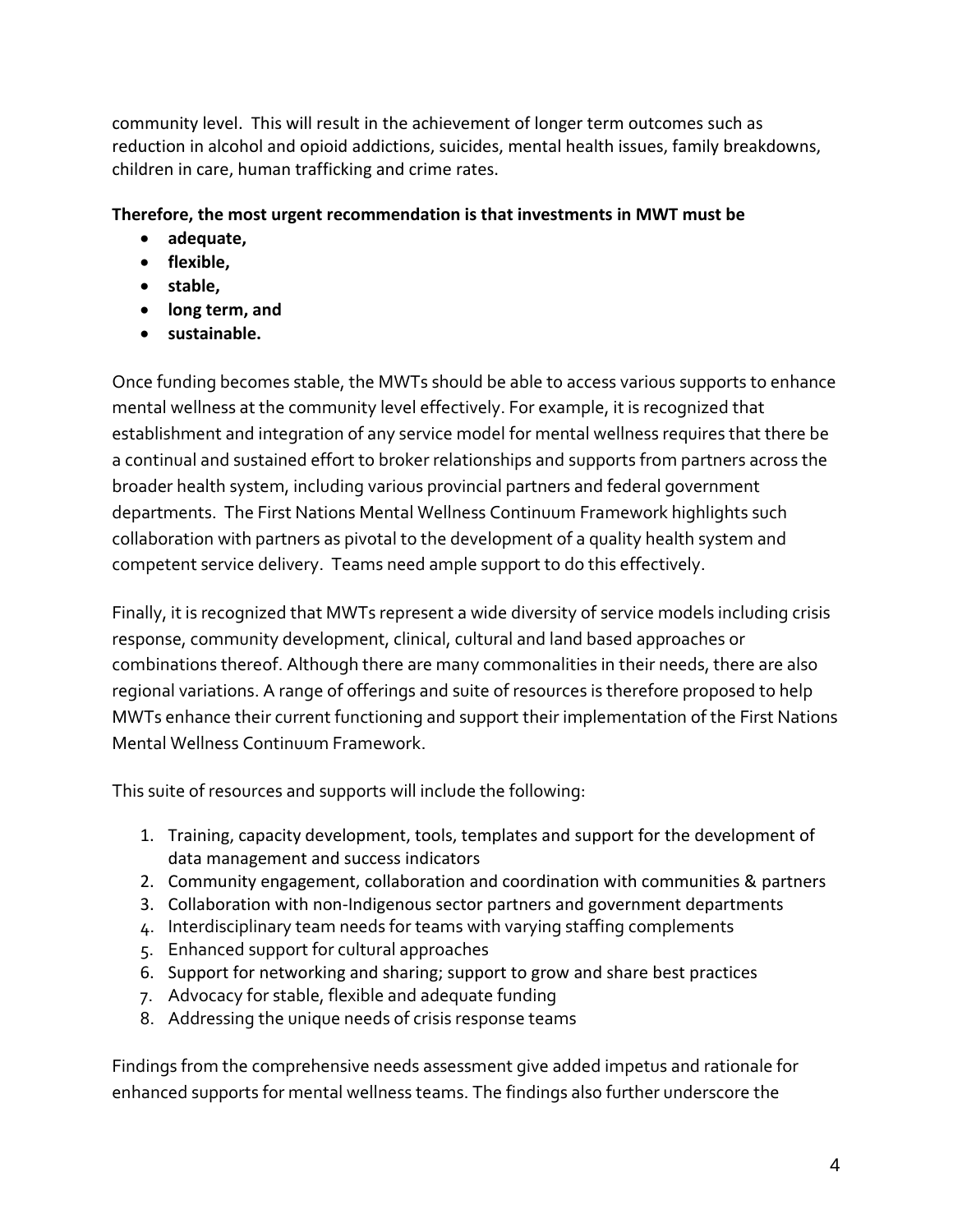community level. This will result in the achievement of longer term outcomes such as reduction in alcohol and opioid addictions, suicides, mental health issues, family breakdowns, children in care, human trafficking and crime rates.

**Therefore, the most urgent recommendation is that investments in MWT must be**

- **adequate,**
- **flexible,**
- **stable,**
- **long term, and**
- **sustainable.**

Once funding becomes stable, the MWTs should be able to access various supports to enhance mental wellness at the community level effectively. For example, it is recognized that establishment and integration of any service model for mental wellness requires that there be a continual and sustained effort to broker relationships and supports from partners across the broader health system, including various provincial partners and federal government departments. The First Nations Mental Wellness Continuum Framework highlights such collaboration with partners as pivotal to the development of a quality health system and competent service delivery. Teams need ample support to do this effectively.

Finally, it is recognized that MWTs represent a wide diversity of service models including crisis response, community development, clinical, cultural and land based approaches or combinations thereof. Although there are many commonalities in their needs, there are also regional variations. A range of offerings and suite of resources is therefore proposed to help MWTs enhance their current functioning and support their implementation of the First Nations Mental Wellness Continuum Framework.

This suite of resources and supports will include the following:

1. Training, capacity development, tools, templates and support for the development of data management and success indicators
2. Community engagement, collaboration and coordination with communities & partners
3. Collaboration with non-Indigenous sector partners and government departments
4. Interdisciplinary team needs for teams with varying staffing complements
5. Enhanced support for cultural approaches
6. Support for networking and sharing; support to grow and share best practices
7. Advocacy for stable, flexible and adequate funding
8. Addressing the unique needs of crisis response teams

Findings from the comprehensive needs assessment give added impetus and rationale for enhanced supports for mental wellness teams. The findings also further underscore the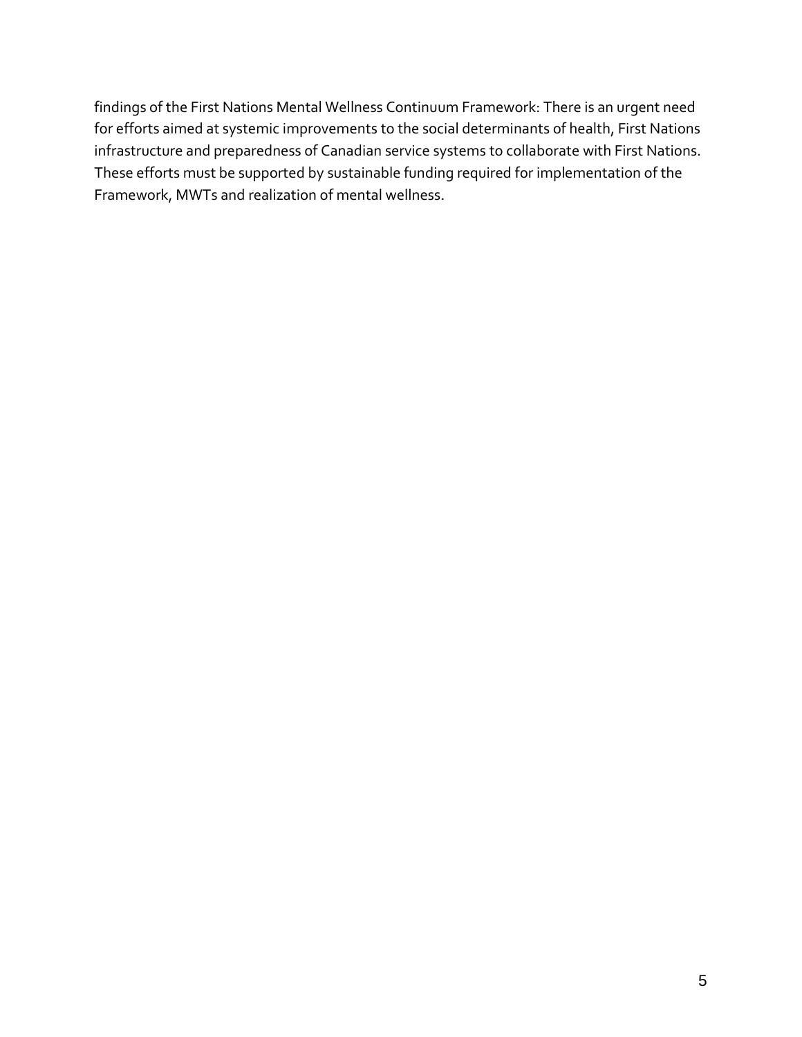findings of the First Nations Mental Wellness Continuum Framework: There is an urgent need for efforts aimed at systemic improvements to the social determinants of health, First Nations infrastructure and preparedness of Canadian service systems to collaborate with First Nations. These efforts must be supported by sustainable funding required for implementation of the Framework, MWTs and realization of mental wellness.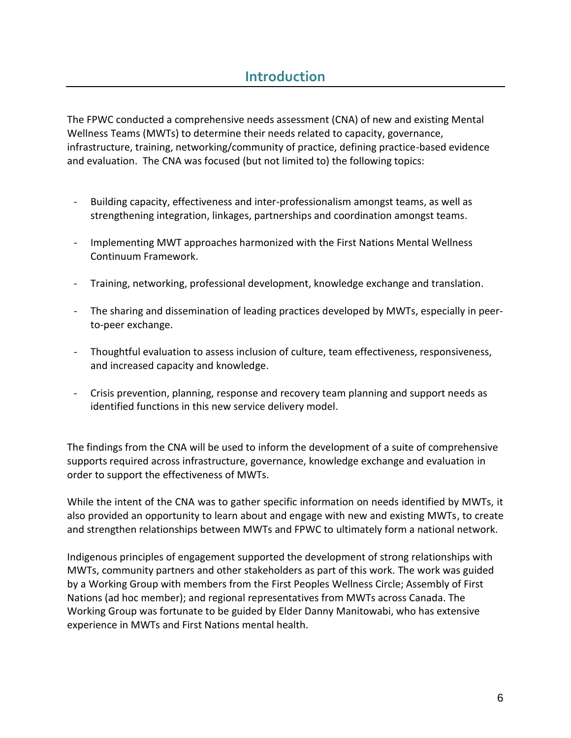## Introduction

The FPWC conducted a comprehensive needs assessment (CNA) of new and existing Mental Wellness Teams (MWTs) to determine their needs related to capacity, governance, infrastructure, training, networking/community of practice, defining practice-based evidence and evaluation. The CNA was focused (but not limited to) the following topics:

- Building capacity, effectiveness and inter-professionalism amongst teams, as well as strengthening integration, linkages, partnerships and coordination amongst teams.
- Implementing MWT approaches harmonized with the First Nations Mental Wellness Continuum Framework.
- Training, networking, professional development, knowledge exchange and translation.
- The sharing and dissemination of leading practices developed by MWTs, especially in peer-to-peer exchange.
- Thoughtful evaluation to assess inclusion of culture, team effectiveness, responsiveness, and increased capacity and knowledge.
- Crisis prevention, planning, response and recovery team planning and support needs as identified functions in this new service delivery model.

The findings from the CNA will be used to inform the development of a suite of comprehensive supports required across infrastructure, governance, knowledge exchange and evaluation in order to support the effectiveness of MWTs.

While the intent of the CNA was to gather specific information on needs identified by MWTs, it also provided an opportunity to learn about and engage with new and existing MWTs, to create and strengthen relationships between MWTs and FPWC to ultimately form a national network.

Indigenous principles of engagement supported the development of strong relationships with MWTs, community partners and other stakeholders as part of this work. The work was guided by a Working Group with members from the First Peoples Wellness Circle; Assembly of First Nations (ad hoc member); and regional representatives from MWTs across Canada. The Working Group was fortunate to be guided by Elder Danny Manitowabi, who has extensive experience in MWTs and First Nations mental health.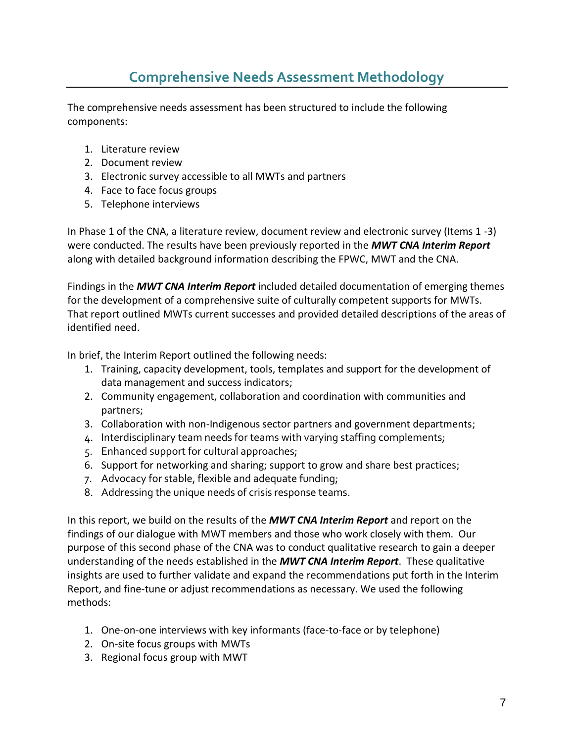## Comprehensive Needs Assessment Methodology

The comprehensive needs assessment has been structured to include the following components:

1. Literature review
2. Document review
3. Electronic survey accessible to all MWTs and partners
4. Face to face focus groups
5. Telephone interviews

In Phase 1 of the CNA, a literature review, document review and electronic survey (Items 1 -3) were conducted. The results have been previously reported in the ***MWT CNA Interim Report*** along with detailed background information describing the FPWC, MWT and the CNA.

Findings in the ***MWT CNA Interim Report*** included detailed documentation of emerging themes for the development of a comprehensive suite of culturally competent supports for MWTs. That report outlined MWTs current successes and provided detailed descriptions of the areas of identified need.

In brief, the Interim Report outlined the following needs:

1. Training, capacity development, tools, templates and support for the development of data management and success indicators;
2. Community engagement, collaboration and coordination with communities and partners;
3. Collaboration with non-Indigenous sector partners and government departments;
4. Interdisciplinary team needs for teams with varying staffing complements;
5. Enhanced support for cultural approaches;
6. Support for networking and sharing; support to grow and share best practices;
7. Advocacy for stable, flexible and adequate funding;
8. Addressing the unique needs of crisis response teams.

In this report, we build on the results of the ***MWT CNA Interim Report*** and report on the findings of our dialogue with MWT members and those who work closely with them. Our purpose of this second phase of the CNA was to conduct qualitative research to gain a deeper understanding of the needs established in the ***MWT CNA Interim Report***. These qualitative insights are used to further validate and expand the recommendations put forth in the Interim Report, and fine-tune or adjust recommendations as necessary. We used the following methods:

1. One-on-one interviews with key informants (face-to-face or by telephone)
2. On-site focus groups with MWTs
3. Regional focus group with MWT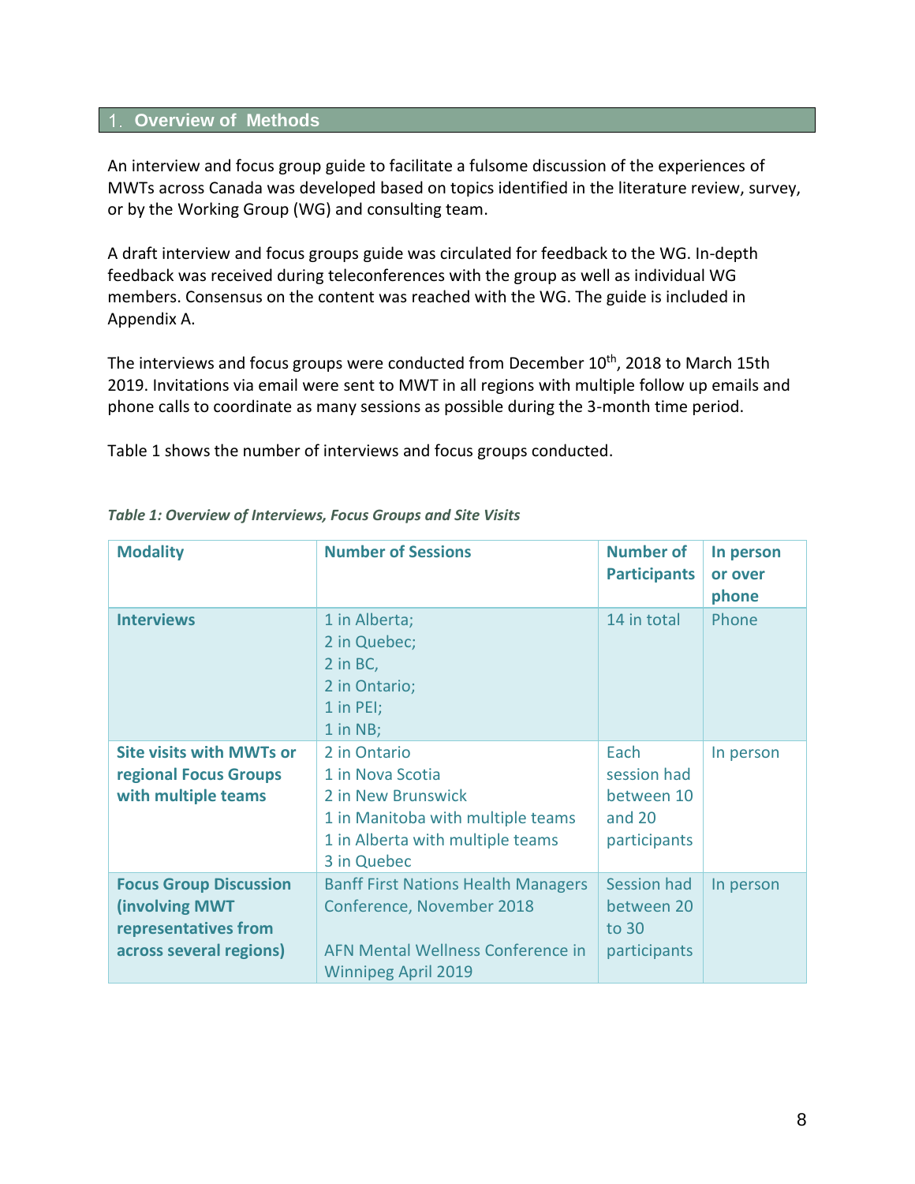# 1. Overview of Methods

An interview and focus group guide to facilitate a fulsome discussion of the experiences of MWTs across Canada was developed based on topics identified in the literature review, survey, or by the Working Group (WG) and consulting team.

A draft interview and focus groups guide was circulated for feedback to the WG. In-depth feedback was received during teleconferences with the group as well as individual WG members. Consensus on the content was reached with the WG. The guide is included in Appendix A.

The interviews and focus groups were conducted from December 10th, 2018 to March 15th 2019. Invitations via email were sent to MWT in all regions with multiple follow up emails and phone calls to coordinate as many sessions as possible during the 3-month time period.

Table 1 shows the number of interviews and focus groups conducted.

*Table 1: Overview of Interviews, Focus Groups and Site Visits*

| Modality | Number of Sessions | Number of Participants | In person or over phone |
|---|---|---|---|
| **Interviews** | 1 in Alberta;<br>2 in Quebec;<br>2 in BC,<br>2 in Ontario;<br>1 in PEI;<br>1 in NB; | 14 in total | Phone |
| **Site visits with MWTs or regional Focus Groups with multiple teams** | 2 in Ontario<br>1 in Nova Scotia<br>2 in New Brunswick<br>1 in Manitoba with multiple teams<br>1 in Alberta with multiple teams<br>3 in Quebec | Each session had between 10 and 20 participants | In person |
| **Focus Group Discussion (involving MWT representatives from across several regions)** | Banff First Nations Health Managers Conference, November 2018<br><br>AFN Mental Wellness Conference in Winnipeg April 2019 | Session had between 20 to 30 participants | In person |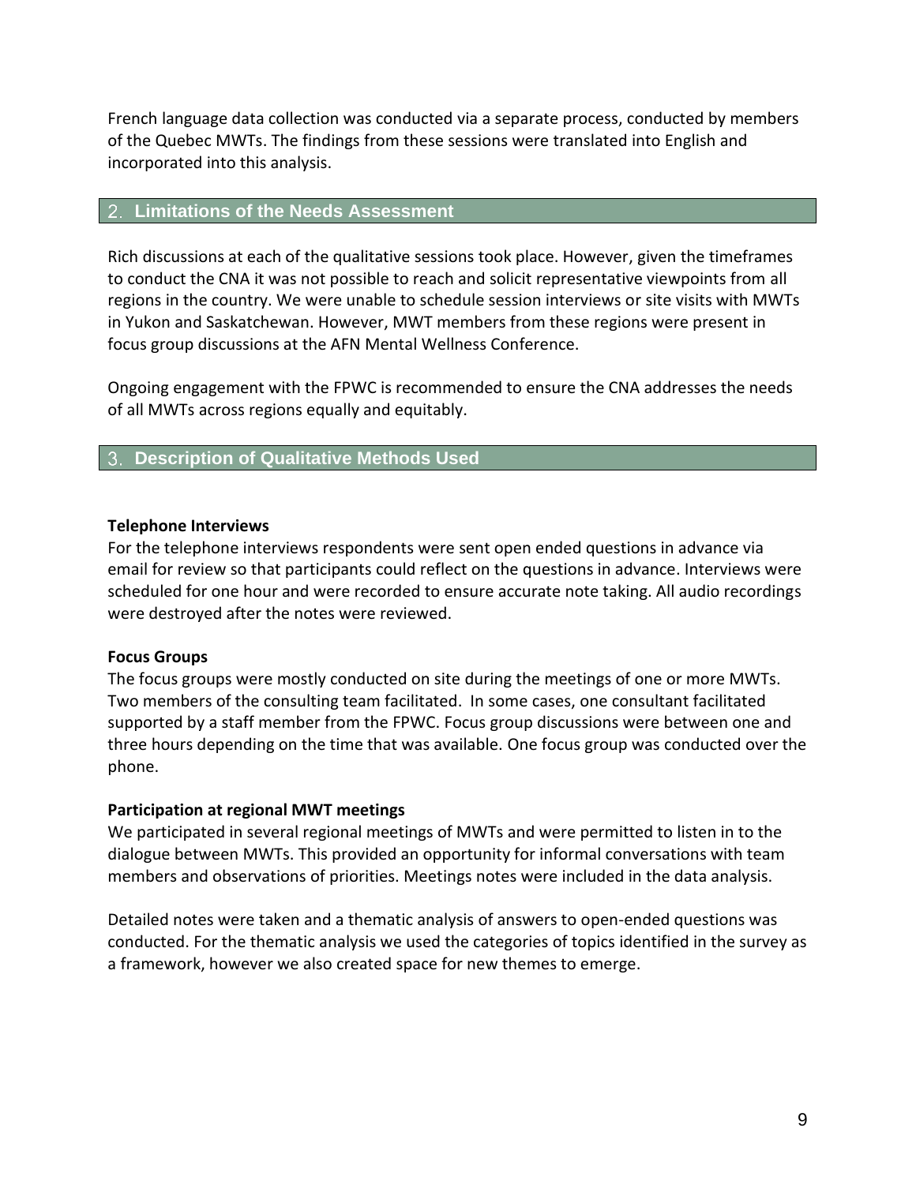French language data collection was conducted via a separate process, conducted by members of the Quebec MWTs. The findings from these sessions were translated into English and incorporated into this analysis.

## 2. Limitations of the Needs Assessment

Rich discussions at each of the qualitative sessions took place. However, given the timeframes to conduct the CNA it was not possible to reach and solicit representative viewpoints from all regions in the country. We were unable to schedule session interviews or site visits with MWTs in Yukon and Saskatchewan. However, MWT members from these regions were present in focus group discussions at the AFN Mental Wellness Conference.

Ongoing engagement with the FPWC is recommended to ensure the CNA addresses the needs of all MWTs across regions equally and equitably.

## 3. Description of Qualitative Methods Used

**Telephone Interviews**

For the telephone interviews respondents were sent open ended questions in advance via email for review so that participants could reflect on the questions in advance. Interviews were scheduled for one hour and were recorded to ensure accurate note taking. All audio recordings were destroyed after the notes were reviewed.

**Focus Groups**

The focus groups were mostly conducted on site during the meetings of one or more MWTs. Two members of the consulting team facilitated. In some cases, one consultant facilitated supported by a staff member from the FPWC. Focus group discussions were between one and three hours depending on the time that was available. One focus group was conducted over the phone.

**Participation at regional MWT meetings**

We participated in several regional meetings of MWTs and were permitted to listen in to the dialogue between MWTs. This provided an opportunity for informal conversations with team members and observations of priorities. Meetings notes were included in the data analysis.

Detailed notes were taken and a thematic analysis of answers to open-ended questions was conducted. For the thematic analysis we used the categories of topics identified in the survey as a framework, however we also created space for new themes to emerge.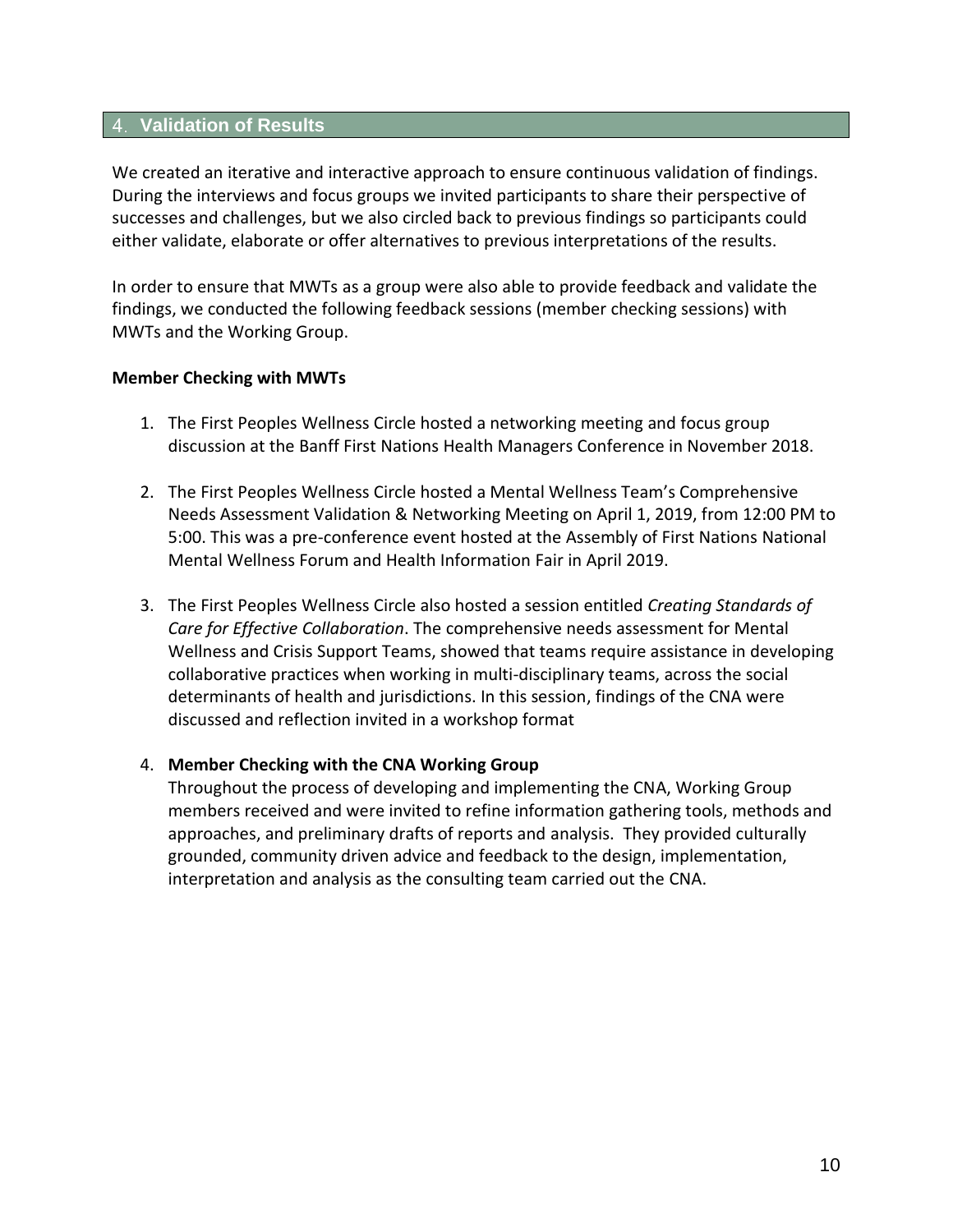## 4. Validation of Results

We created an iterative and interactive approach to ensure continuous validation of findings. During the interviews and focus groups we invited participants to share their perspective of successes and challenges, but we also circled back to previous findings so participants could either validate, elaborate or offer alternatives to previous interpretations of the results.

In order to ensure that MWTs as a group were also able to provide feedback and validate the findings, we conducted the following feedback sessions (member checking sessions) with MWTs and the Working Group.

**Member Checking with MWTs**

1. The First Peoples Wellness Circle hosted a networking meeting and focus group discussion at the Banff First Nations Health Managers Conference in November 2018.

2. The First Peoples Wellness Circle hosted a Mental Wellness Team's Comprehensive Needs Assessment Validation & Networking Meeting on April 1, 2019, from 12:00 PM to 5:00. This was a pre-conference event hosted at the Assembly of First Nations National Mental Wellness Forum and Health Information Fair in April 2019.

3. The First Peoples Wellness Circle also hosted a session entitled *Creating Standards of Care for Effective Collaboration*. The comprehensive needs assessment for Mental Wellness and Crisis Support Teams, showed that teams require assistance in developing collaborative practices when working in multi-disciplinary teams, across the social determinants of health and jurisdictions. In this session, findings of the CNA were discussed and reflection invited in a workshop format

4. **Member Checking with the CNA Working Group**
   Throughout the process of developing and implementing the CNA, Working Group members received and were invited to refine information gathering tools, methods and approaches, and preliminary drafts of reports and analysis. They provided culturally grounded, community driven advice and feedback to the design, implementation, interpretation and analysis as the consulting team carried out the CNA.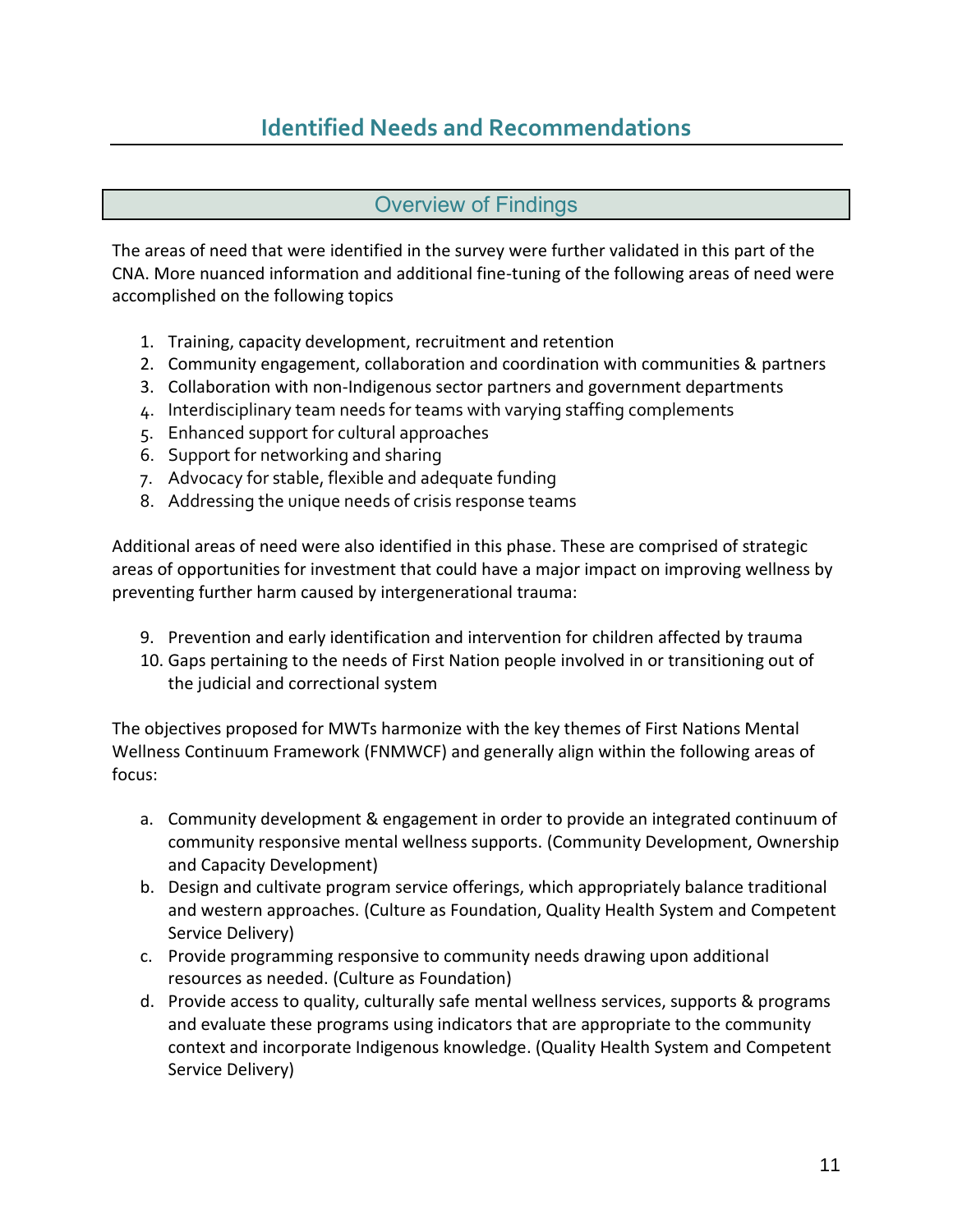# Identified Needs and Recommendations

## Overview of Findings

The areas of need that were identified in the survey were further validated in this part of the CNA. More nuanced information and additional fine-tuning of the following areas of need were accomplished on the following topics

1. Training, capacity development, recruitment and retention
2. Community engagement, collaboration and coordination with communities & partners
3. Collaboration with non-Indigenous sector partners and government departments
4. Interdisciplinary team needs for teams with varying staffing complements
5. Enhanced support for cultural approaches
6. Support for networking and sharing
7. Advocacy for stable, flexible and adequate funding
8. Addressing the unique needs of crisis response teams

Additional areas of need were also identified in this phase. These are comprised of strategic areas of opportunities for investment that could have a major impact on improving wellness by preventing further harm caused by intergenerational trauma:

9. Prevention and early identification and intervention for children affected by trauma
10. Gaps pertaining to the needs of First Nation people involved in or transitioning out of the judicial and correctional system

The objectives proposed for MWTs harmonize with the key themes of First Nations Mental Wellness Continuum Framework (FNMWCF) and generally align within the following areas of focus:

a. Community development & engagement in order to provide an integrated continuum of community responsive mental wellness supports. (Community Development, Ownership and Capacity Development)
b. Design and cultivate program service offerings, which appropriately balance traditional and western approaches. (Culture as Foundation, Quality Health System and Competent Service Delivery)
c. Provide programming responsive to community needs drawing upon additional resources as needed. (Culture as Foundation)
d. Provide access to quality, culturally safe mental wellness services, supports & programs and evaluate these programs using indicators that are appropriate to the community context and incorporate Indigenous knowledge. (Quality Health System and Competent Service Delivery)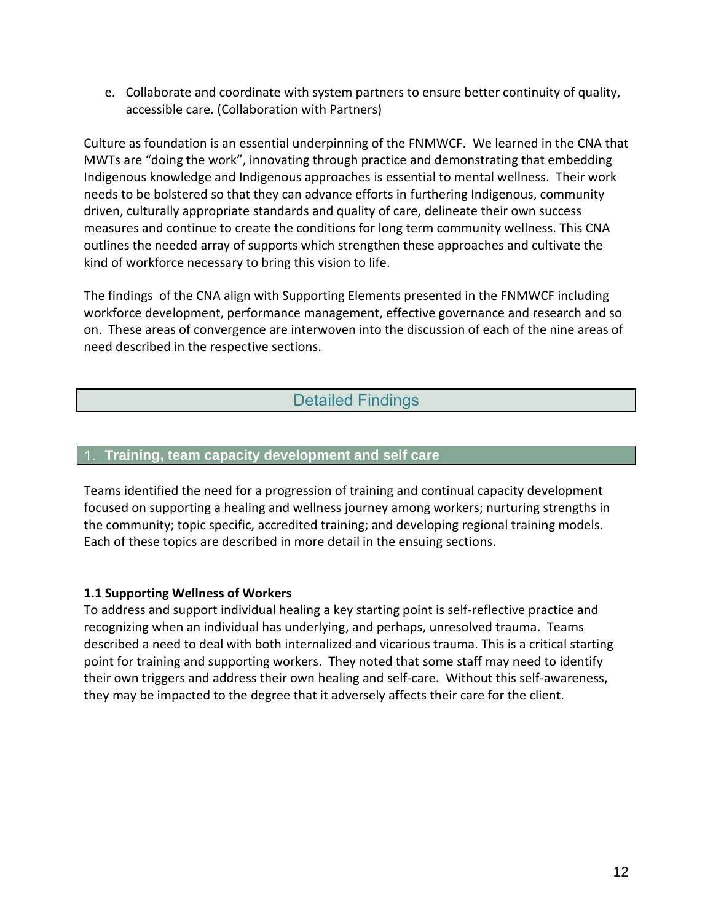e. Collaborate and coordinate with system partners to ensure better continuity of quality, accessible care. (Collaboration with Partners)

Culture as foundation is an essential underpinning of the FNMWCF. We learned in the CNA that MWTs are "doing the work", innovating through practice and demonstrating that embedding Indigenous knowledge and Indigenous approaches is essential to mental wellness. Their work needs to be bolstered so that they can advance efforts in furthering Indigenous, community driven, culturally appropriate standards and quality of care, delineate their own success measures and continue to create the conditions for long term community wellness. This CNA outlines the needed array of supports which strengthen these approaches and cultivate the kind of workforce necessary to bring this vision to life.

The findings of the CNA align with Supporting Elements presented in the FNMWCF including workforce development, performance management, effective governance and research and so on. These areas of convergence are interwoven into the discussion of each of the nine areas of need described in the respective sections.

# Detailed Findings

## 1. Training, team capacity development and self care

Teams identified the need for a progression of training and continual capacity development focused on supporting a healing and wellness journey among workers; nurturing strengths in the community; topic specific, accredited training; and developing regional training models. Each of these topics are described in more detail in the ensuing sections.

### 1.1 Supporting Wellness of Workers

To address and support individual healing a key starting point is self-reflective practice and recognizing when an individual has underlying, and perhaps, unresolved trauma. Teams described a need to deal with both internalized and vicarious trauma. This is a critical starting point for training and supporting workers. They noted that some staff may need to identify their own triggers and address their own healing and self-care. Without this self-awareness, they may be impacted to the degree that it adversely affects their care for the client.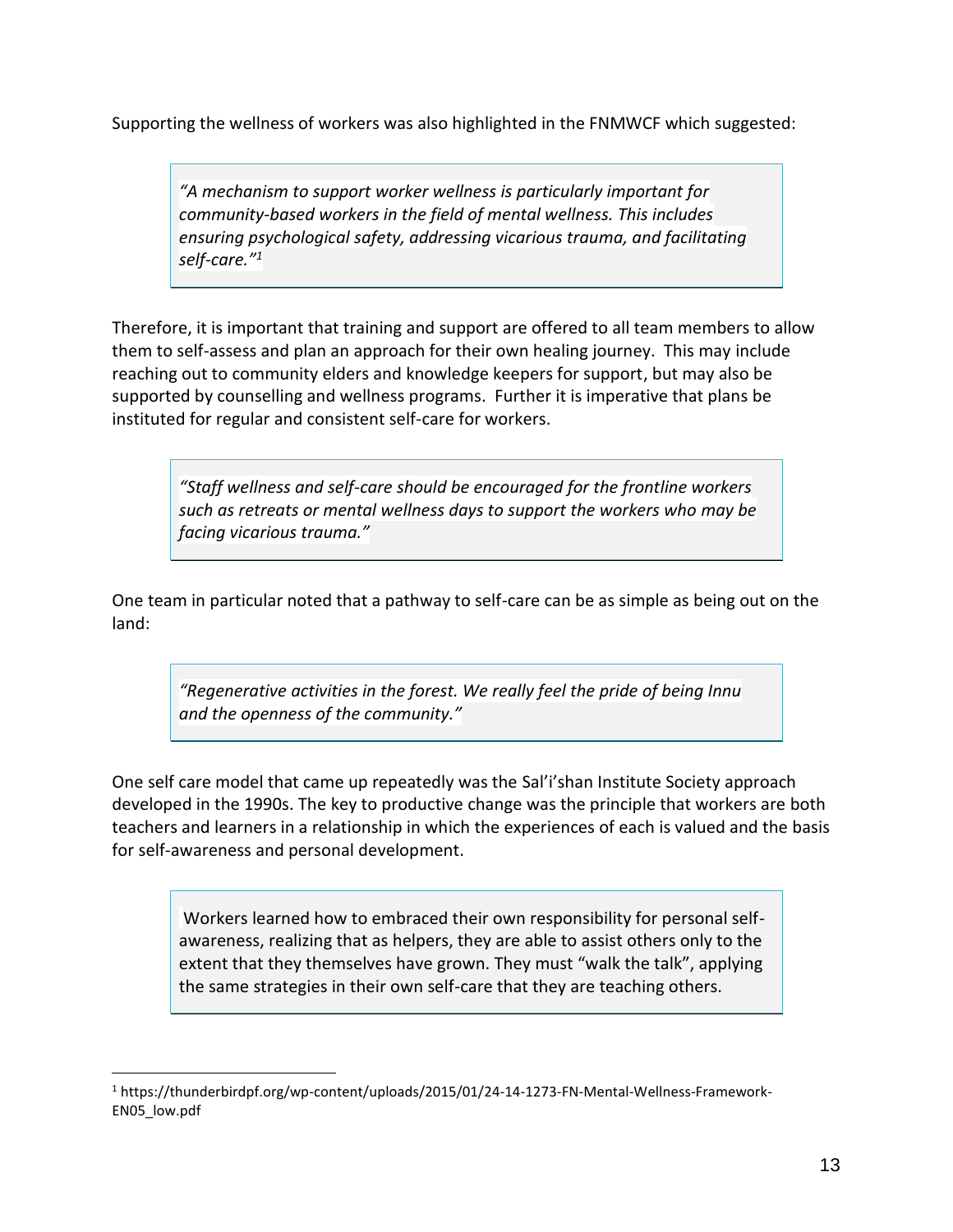Supporting the wellness of workers was also highlighted in the FNMWCF which suggested:

> *"A mechanism to support worker wellness is particularly important for community-based workers in the field of mental wellness. This includes ensuring psychological safety, addressing vicarious trauma, and facilitating self-care."*[1]

Therefore, it is important that training and support are offered to all team members to allow them to self-assess and plan an approach for their own healing journey. This may include reaching out to community elders and knowledge keepers for support, but may also be supported by counselling and wellness programs. Further it is imperative that plans be instituted for regular and consistent self-care for workers.

> *"Staff wellness and self-care should be encouraged for the frontline workers such as retreats or mental wellness days to support the workers who may be facing vicarious trauma."*

One team in particular noted that a pathway to self-care can be as simple as being out on the land:

> *"Regenerative activities in the forest. We really feel the pride of being Innu and the openness of the community."*

One self care model that came up repeatedly was the Sal'i'shan Institute Society approach developed in the 1990s. The key to productive change was the principle that workers are both teachers and learners in a relationship in which the experiences of each is valued and the basis for self-awareness and personal development.

> Workers learned how to embraced their own responsibility for personal self-awareness, realizing that as helpers, they are able to assist others only to the extent that they themselves have grown. They must "walk the talk", applying the same strategies in their own self-care that they are teaching others.

[1] https://thunderbirdpf.org/wp-content/uploads/2015/01/24-14-1273-FN-Mental-Wellness-Framework-EN05_low.pdf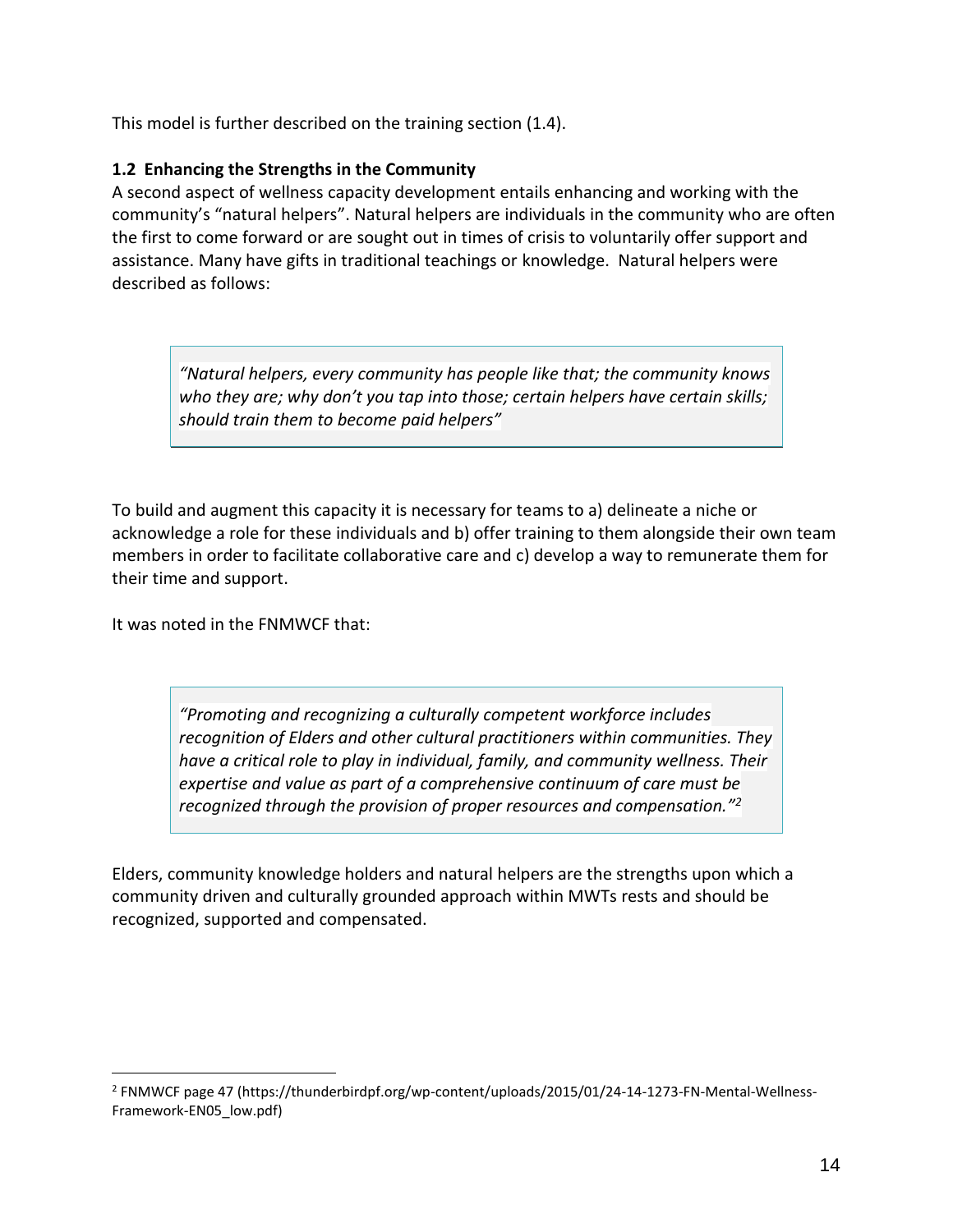This model is further described on the training section (1.4).

### 1.2 Enhancing the Strengths in the Community

A second aspect of wellness capacity development entails enhancing and working with the community's "natural helpers". Natural helpers are individuals in the community who are often the first to come forward or are sought out in times of crisis to voluntarily offer support and assistance. Many have gifts in traditional teachings or knowledge. Natural helpers were described as follows:

> *"Natural helpers, every community has people like that; the community knows who they are; why don't you tap into those; certain helpers have certain skills; should train them to become paid helpers"*

To build and augment this capacity it is necessary for teams to a) delineate a niche or acknowledge a role for these individuals and b) offer training to them alongside their own team members in order to facilitate collaborative care and c) develop a way to remunerate them for their time and support.

It was noted in the FNMWCF that:

> *"Promoting and recognizing a culturally competent workforce includes recognition of Elders and other cultural practitioners within communities. They have a critical role to play in individual, family, and community wellness. Their expertise and value as part of a comprehensive continuum of care must be recognized through the provision of proper resources and compensation."*[2]

Elders, community knowledge holders and natural helpers are the strengths upon which a community driven and culturally grounded approach within MWTs rests and should be recognized, supported and compensated.

---

[2] FNMWCF page 47 (https://thunderbirdpf.org/wp-content/uploads/2015/01/24-14-1273-FN-Mental-Wellness-Framework-EN05_low.pdf)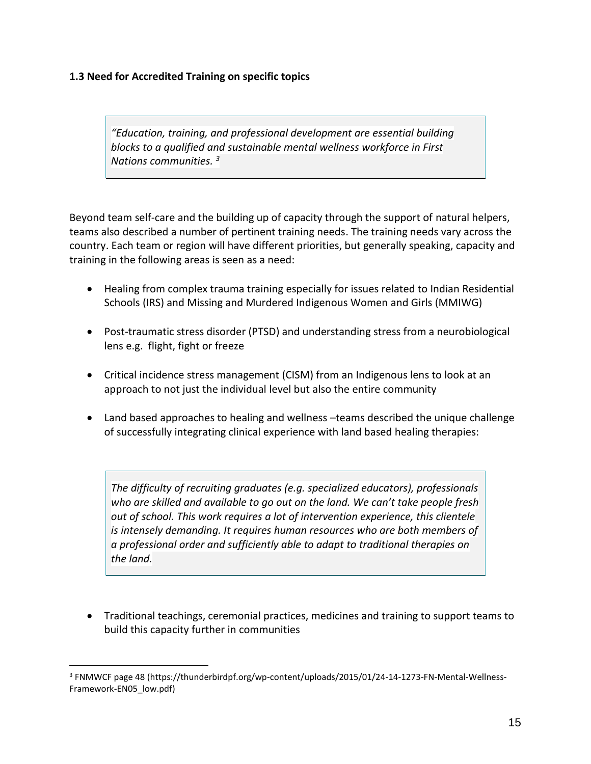### 1.3 Need for Accredited Training on specific topics

> *"Education, training, and professional development are essential building blocks to a qualified and sustainable mental wellness workforce in First Nations communities.* [3]

Beyond team self-care and the building up of capacity through the support of natural helpers, teams also described a number of pertinent training needs. The training needs vary across the country. Each team or region will have different priorities, but generally speaking, capacity and training in the following areas is seen as a need:

- Healing from complex trauma training especially for issues related to Indian Residential Schools (IRS) and Missing and Murdered Indigenous Women and Girls (MMIWG)
- Post-traumatic stress disorder (PTSD) and understanding stress from a neurobiological lens e.g. flight, fight or freeze
- Critical incidence stress management (CISM) from an Indigenous lens to look at an approach to not just the individual level but also the entire community
- Land based approaches to healing and wellness –teams described the unique challenge of successfully integrating clinical experience with land based healing therapies:

> *The difficulty of recruiting graduates (e.g. specialized educators), professionals who are skilled and available to go out on the land. We can't take people fresh out of school. This work requires a lot of intervention experience, this clientele is intensely demanding. It requires human resources who are both members of a professional order and sufficiently able to adapt to traditional therapies on the land.*

- Traditional teachings, ceremonial practices, medicines and training to support teams to build this capacity further in communities

---

[3] FNMWCF page 48 (https://thunderbirdpf.org/wp-content/uploads/2015/01/24-14-1273-FN-Mental-Wellness-Framework-EN05_low.pdf)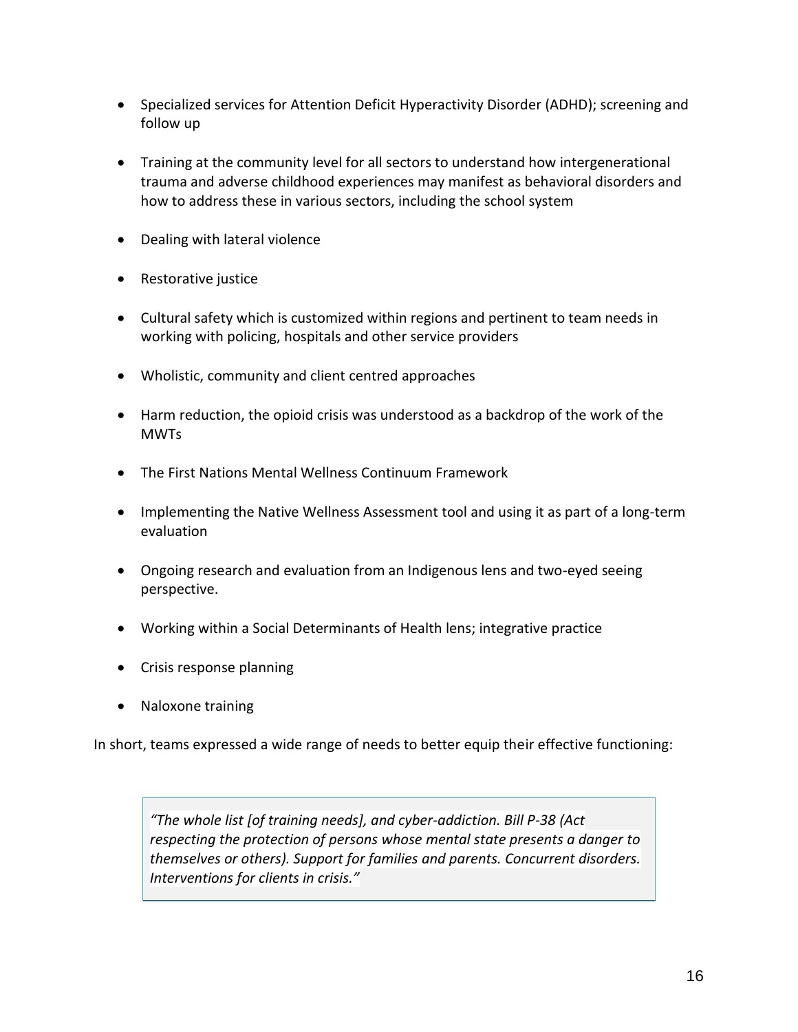- Specialized services for Attention Deficit Hyperactivity Disorder (ADHD); screening and follow up
- Training at the community level for all sectors to understand how intergenerational trauma and adverse childhood experiences may manifest as behavioral disorders and how to address these in various sectors, including the school system
- Dealing with lateral violence
- Restorative justice
- Cultural safety which is customized within regions and pertinent to team needs in working with policing, hospitals and other service providers
- Wholistic, community and client centred approaches
- Harm reduction, the opioid crisis was understood as a backdrop of the work of the MWTs
- The First Nations Mental Wellness Continuum Framework
- Implementing the Native Wellness Assessment tool and using it as part of a long-term evaluation
- Ongoing research and evaluation from an Indigenous lens and two-eyed seeing perspective.
- Working within a Social Determinants of Health lens; integrative practice
- Crisis response planning
- Naloxone training

In short, teams expressed a wide range of needs to better equip their effective functioning:

> *"The whole list [of training needs], and cyber-addiction. Bill P-38 (Act respecting the protection of persons whose mental state presents a danger to themselves or others). Support for families and parents. Concurrent disorders. Interventions for clients in crisis."*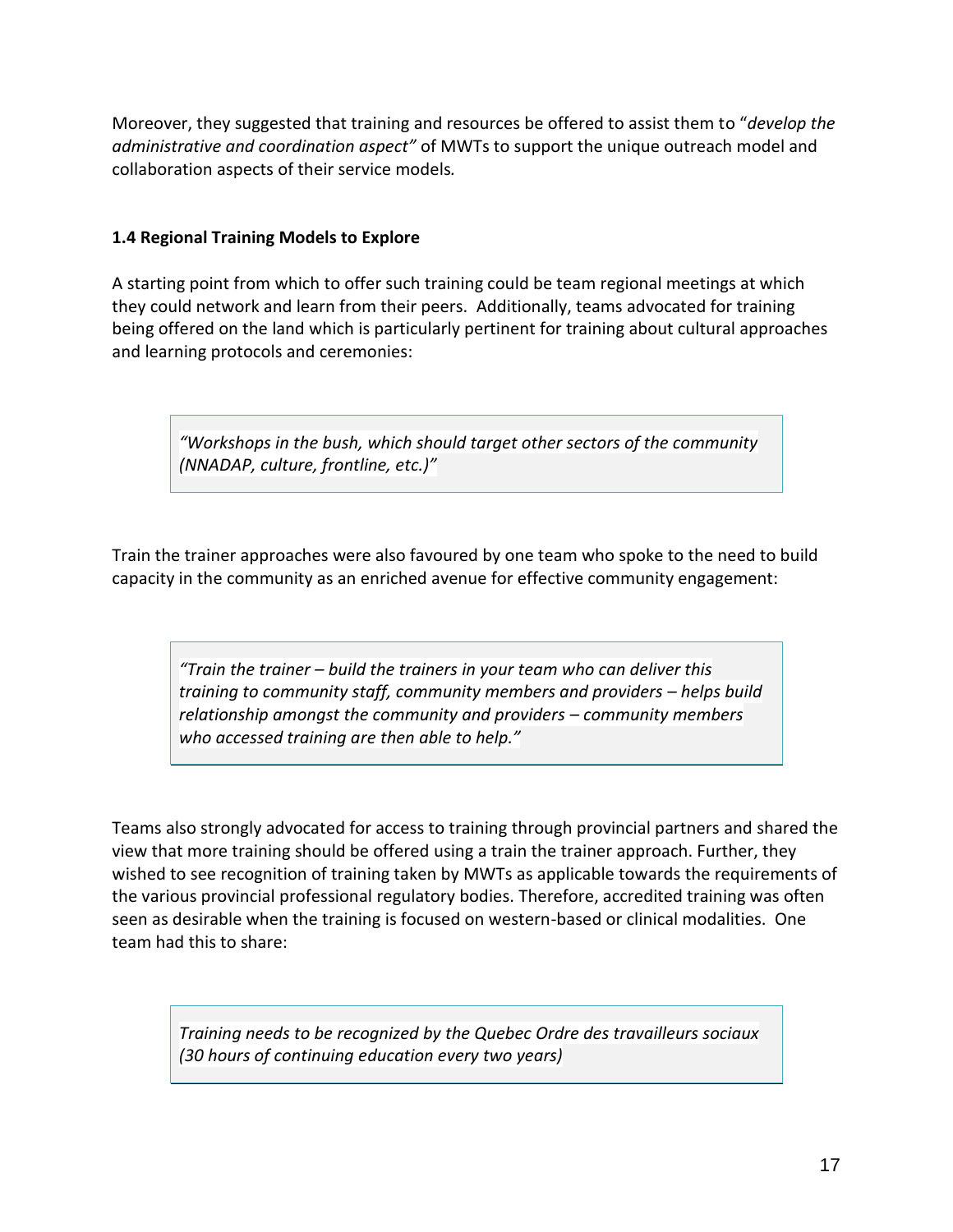Moreover, they suggested that training and resources be offered to assist them to "*develop the administrative and coordination aspect"* of MWTs to support the unique outreach model and collaboration aspects of their service models*.*

### 1.4 Regional Training Models to Explore

A starting point from which to offer such training could be team regional meetings at which they could network and learn from their peers. Additionally, teams advocated for training being offered on the land which is particularly pertinent for training about cultural approaches and learning protocols and ceremonies:

> *"Workshops in the bush, which should target other sectors of the community (NNADAP, culture, frontline, etc.)"*

Train the trainer approaches were also favoured by one team who spoke to the need to build capacity in the community as an enriched avenue for effective community engagement:

> *"Train the trainer – build the trainers in your team who can deliver this training to community staff, community members and providers – helps build relationship amongst the community and providers – community members who accessed training are then able to help."*

Teams also strongly advocated for access to training through provincial partners and shared the view that more training should be offered using a train the trainer approach. Further, they wished to see recognition of training taken by MWTs as applicable towards the requirements of the various provincial professional regulatory bodies. Therefore, accredited training was often seen as desirable when the training is focused on western-based or clinical modalities. One team had this to share:

> *Training needs to be recognized by the Quebec Ordre des travailleurs sociaux (30 hours of continuing education every two years)*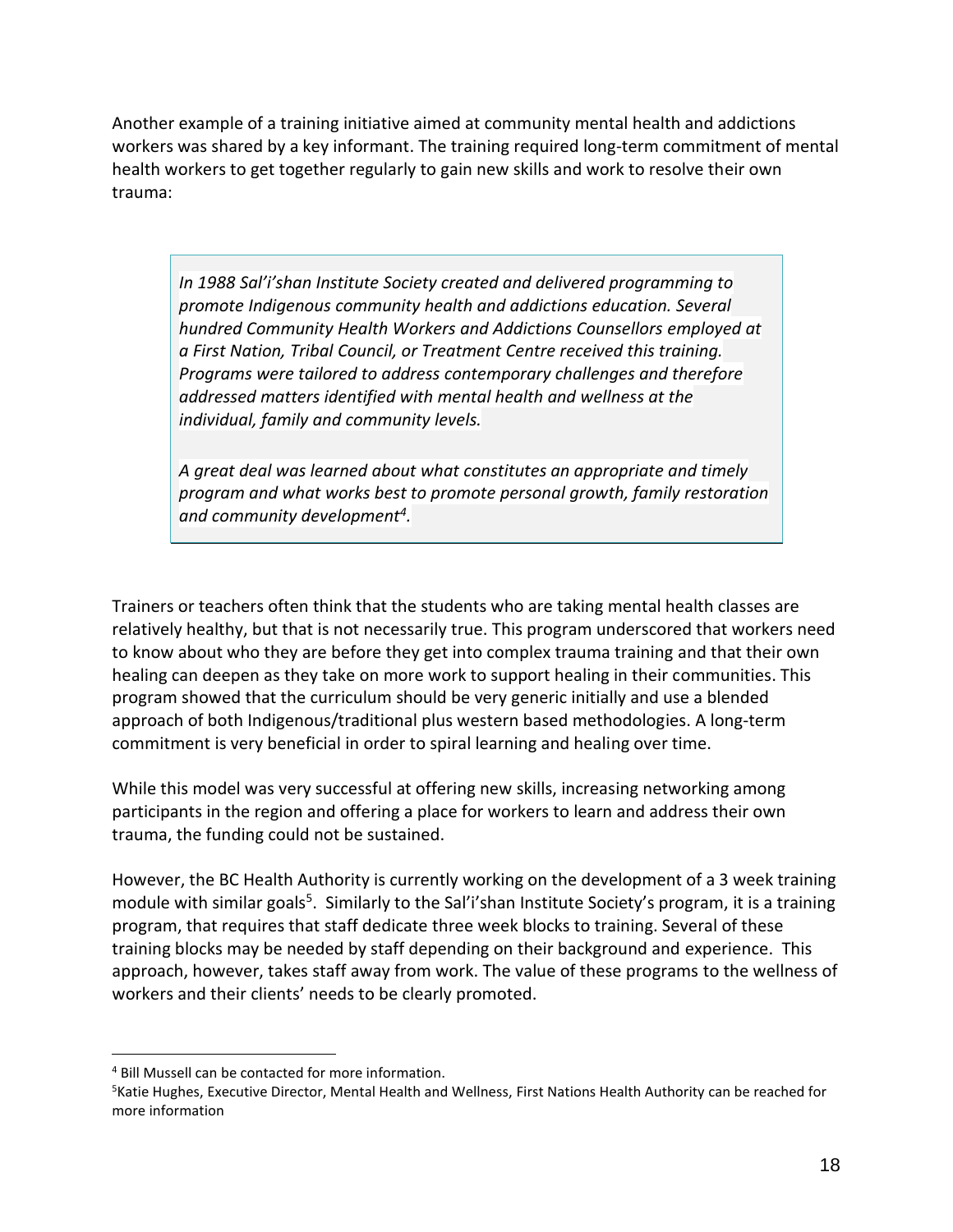Another example of a training initiative aimed at community mental health and addictions workers was shared by a key informant. The training required long-term commitment of mental health workers to get together regularly to gain new skills and work to resolve their own trauma:

> *In 1988 Sal'i'shan Institute Society created and delivered programming to promote Indigenous community health and addictions education. Several hundred Community Health Workers and Addictions Counsellors employed at a First Nation, Tribal Council, or Treatment Centre received this training. Programs were tailored to address contemporary challenges and therefore addressed matters identified with mental health and wellness at the individual, family and community levels.*
>
> *A great deal was learned about what constitutes an appropriate and timely program and what works best to promote personal growth, family restoration and community development[4].*

Trainers or teachers often think that the students who are taking mental health classes are relatively healthy, but that is not necessarily true. This program underscored that workers need to know about who they are before they get into complex trauma training and that their own healing can deepen as they take on more work to support healing in their communities. This program showed that the curriculum should be very generic initially and use a blended approach of both Indigenous/traditional plus western based methodologies. A long-term commitment is very beneficial in order to spiral learning and healing over time.

While this model was very successful at offering new skills, increasing networking among participants in the region and offering a place for workers to learn and address their own trauma, the funding could not be sustained.

However, the BC Health Authority is currently working on the development of a 3 week training module with similar goals[5]. Similarly to the Sal'i'shan Institute Society's program, it is a training program, that requires that staff dedicate three week blocks to training. Several of these training blocks may be needed by staff depending on their background and experience. This approach, however, takes staff away from work. The value of these programs to the wellness of workers and their clients' needs to be clearly promoted.

---

[4] Bill Mussell can be contacted for more information.

[5] Katie Hughes, Executive Director, Mental Health and Wellness, First Nations Health Authority can be reached for more information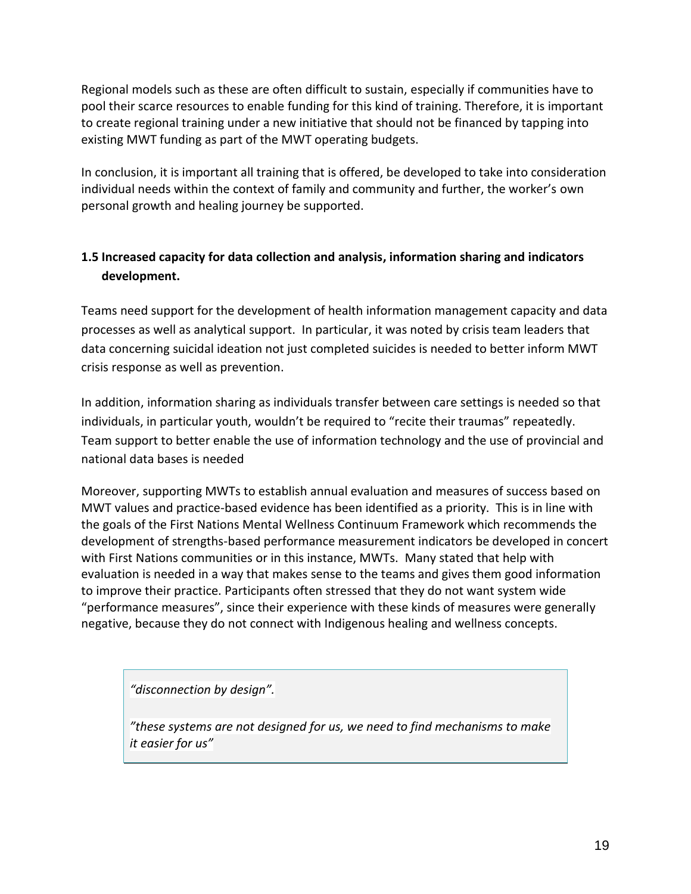Regional models such as these are often difficult to sustain, especially if communities have to pool their scarce resources to enable funding for this kind of training. Therefore, it is important to create regional training under a new initiative that should not be financed by tapping into existing MWT funding as part of the MWT operating budgets.

In conclusion, it is important all training that is offered, be developed to take into consideration individual needs within the context of family and community and further, the worker's own personal growth and healing journey be supported.

### 1.5 Increased capacity for data collection and analysis, information sharing and indicators development.

Teams need support for the development of health information management capacity and data processes as well as analytical support. In particular, it was noted by crisis team leaders that data concerning suicidal ideation not just completed suicides is needed to better inform MWT crisis response as well as prevention.

In addition, information sharing as individuals transfer between care settings is needed so that individuals, in particular youth, wouldn't be required to "recite their traumas" repeatedly. Team support to better enable the use of information technology and the use of provincial and national data bases is needed

Moreover, supporting MWTs to establish annual evaluation and measures of success based on MWT values and practice-based evidence has been identified as a priority. This is in line with the goals of the First Nations Mental Wellness Continuum Framework which recommends the development of strengths-based performance measurement indicators be developed in concert with First Nations communities or in this instance, MWTs. Many stated that help with evaluation is needed in a way that makes sense to the teams and gives them good information to improve their practice. Participants often stressed that they do not want system wide "performance measures", since their experience with these kinds of measures were generally negative, because they do not connect with Indigenous healing and wellness concepts.

> *"disconnection by design".*
>
> *"these systems are not designed for us, we need to find mechanisms to make it easier for us"*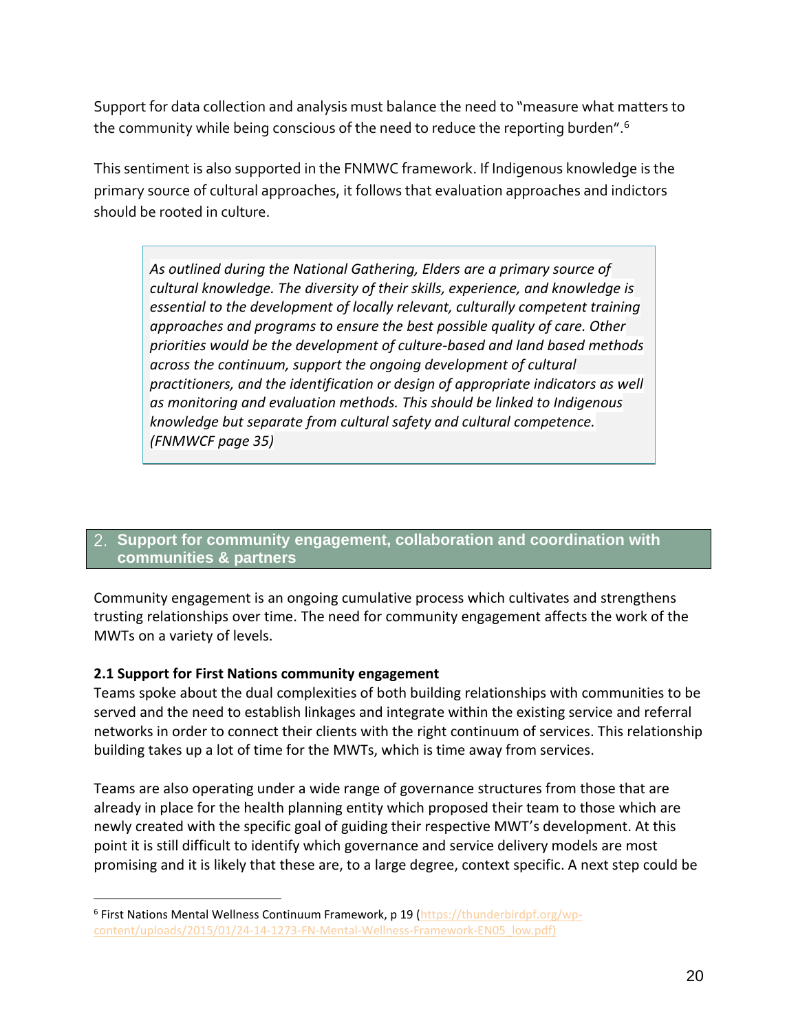Support for data collection and analysis must balance the need to "measure what matters to the community while being conscious of the need to reduce the reporting burden".[6]

This sentiment is also supported in the FNMWC framework. If Indigenous knowledge is the primary source of cultural approaches, it follows that evaluation approaches and indictors should be rooted in culture.

> *As outlined during the National Gathering, Elders are a primary source of cultural knowledge. The diversity of their skills, experience, and knowledge is essential to the development of locally relevant, culturally competent training approaches and programs to ensure the best possible quality of care. Other priorities would be the development of culture-based and land based methods across the continuum, support the ongoing development of cultural practitioners, and the identification or design of appropriate indicators as well as monitoring and evaluation methods. This should be linked to Indigenous knowledge but separate from cultural safety and cultural competence. (FNMWCF page 35)*

## 2. Support for community engagement, collaboration and coordination with communities & partners

Community engagement is an ongoing cumulative process which cultivates and strengthens trusting relationships over time. The need for community engagement affects the work of the MWTs on a variety of levels.

**2.1 Support for First Nations community engagement**

Teams spoke about the dual complexities of both building relationships with communities to be served and the need to establish linkages and integrate within the existing service and referral networks in order to connect their clients with the right continuum of services. This relationship building takes up a lot of time for the MWTs, which is time away from services.

Teams are also operating under a wide range of governance structures from those that are already in place for the health planning entity which proposed their team to those which are newly created with the specific goal of guiding their respective MWT's development. At this point it is still difficult to identify which governance and service delivery models are most promising and it is likely that these are, to a large degree, context specific. A next step could be

---

[6] First Nations Mental Wellness Continuum Framework, p 19 (https://thunderbirdpf.org/wp-content/uploads/2015/01/24-14-1273-FN-Mental-Wellness-Framework-EN05_low.pdf)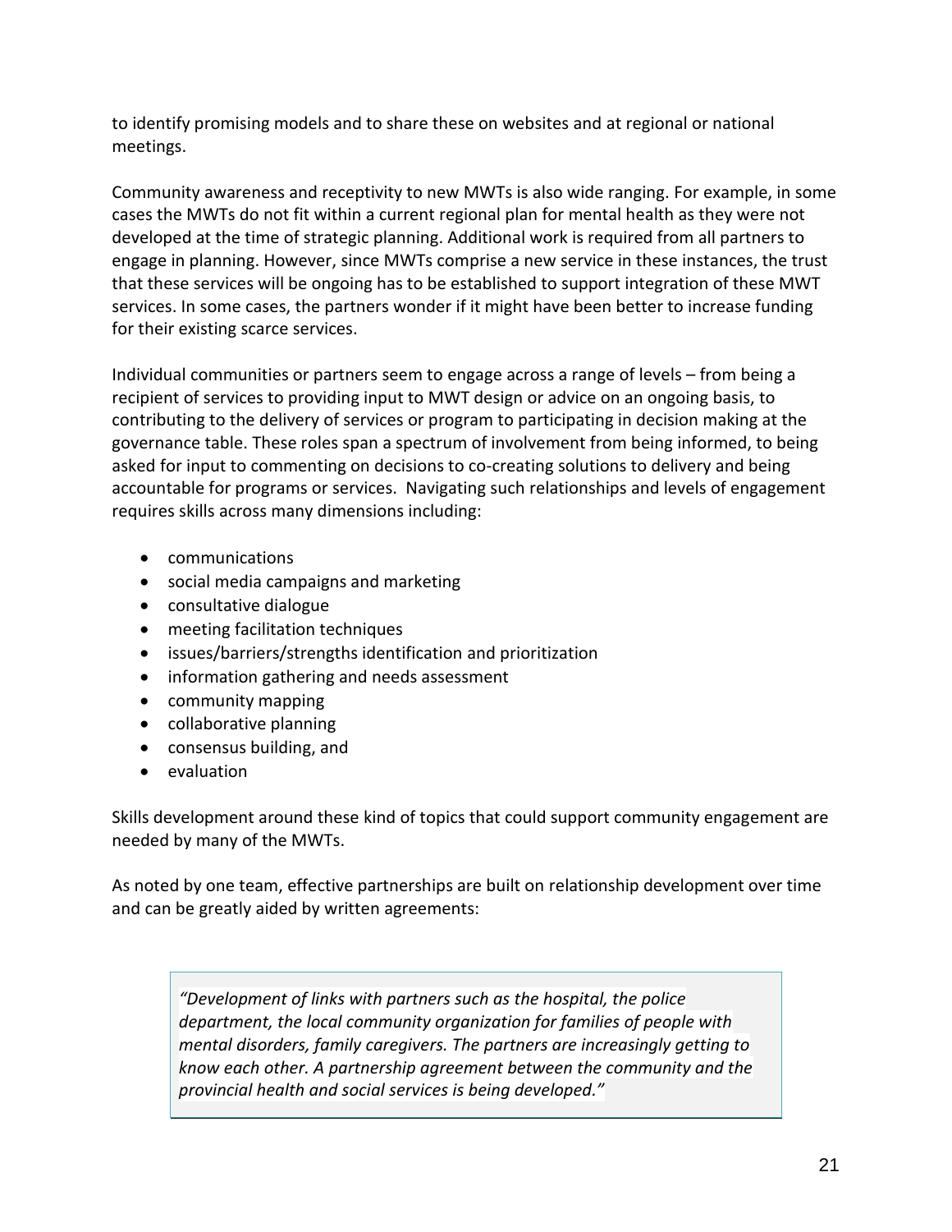to identify promising models and to share these on websites and at regional or national meetings.

Community awareness and receptivity to new MWTs is also wide ranging. For example, in some cases the MWTs do not fit within a current regional plan for mental health as they were not developed at the time of strategic planning. Additional work is required from all partners to engage in planning. However, since MWTs comprise a new service in these instances, the trust that these services will be ongoing has to be established to support integration of these MWT services. In some cases, the partners wonder if it might have been better to increase funding for their existing scarce services.

Individual communities or partners seem to engage across a range of levels – from being a recipient of services to providing input to MWT design or advice on an ongoing basis, to contributing to the delivery of services or program to participating in decision making at the governance table. These roles span a spectrum of involvement from being informed, to being asked for input to commenting on decisions to co-creating solutions to delivery and being accountable for programs or services. Navigating such relationships and levels of engagement requires skills across many dimensions including:

- communications
- social media campaigns and marketing
- consultative dialogue
- meeting facilitation techniques
- issues/barriers/strengths identification and prioritization
- information gathering and needs assessment
- community mapping
- collaborative planning
- consensus building, and
- evaluation

Skills development around these kind of topics that could support community engagement are needed by many of the MWTs.

As noted by one team, effective partnerships are built on relationship development over time and can be greatly aided by written agreements:

> *"Development of links with partners such as the hospital, the police department, the local community organization for families of people with mental disorders, family caregivers. The partners are increasingly getting to know each other. A partnership agreement between the community and the provincial health and social services is being developed."*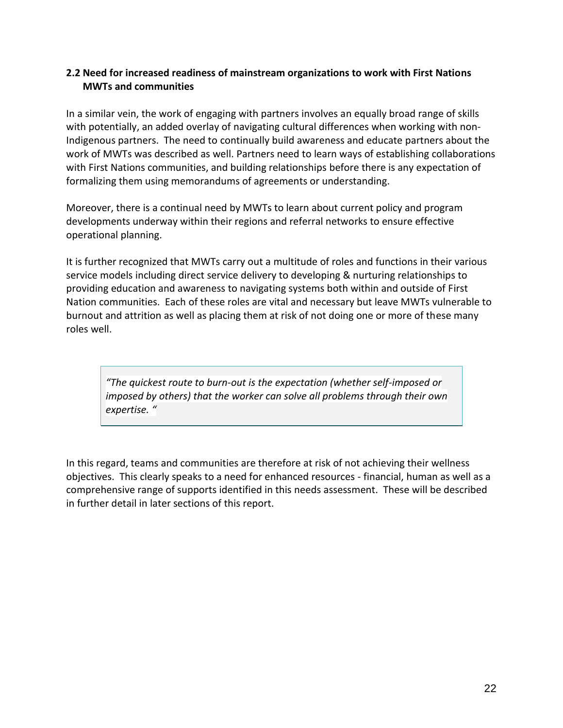## 2.2 Need for increased readiness of mainstream organizations to work with First Nations MWTs and communities

In a similar vein, the work of engaging with partners involves an equally broad range of skills with potentially, an added overlay of navigating cultural differences when working with non-Indigenous partners. The need to continually build awareness and educate partners about the work of MWTs was described as well. Partners need to learn ways of establishing collaborations with First Nations communities, and building relationships before there is any expectation of formalizing them using memorandums of agreements or understanding.

Moreover, there is a continual need by MWTs to learn about current policy and program developments underway within their regions and referral networks to ensure effective operational planning.

It is further recognized that MWTs carry out a multitude of roles and functions in their various service models including direct service delivery to developing & nurturing relationships to providing education and awareness to navigating systems both within and outside of First Nation communities. Each of these roles are vital and necessary but leave MWTs vulnerable to burnout and attrition as well as placing them at risk of not doing one or more of these many roles well.

> *"The quickest route to burn-out is the expectation (whether self-imposed or imposed by others) that the worker can solve all problems through their own expertise. "*

In this regard, teams and communities are therefore at risk of not achieving their wellness objectives. This clearly speaks to a need for enhanced resources - financial, human as well as a comprehensive range of supports identified in this needs assessment. These will be described in further detail in later sections of this report.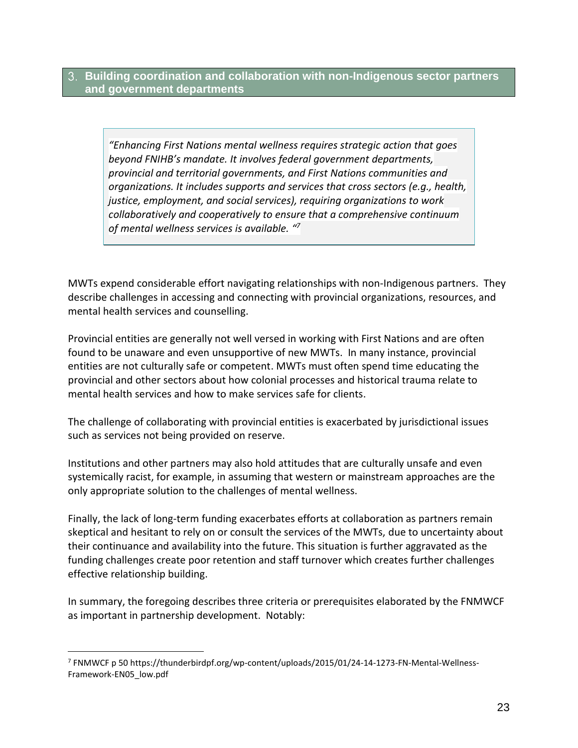## 3. Building coordination and collaboration with non-Indigenous sector partners and government departments

> *"Enhancing First Nations mental wellness requires strategic action that goes beyond FNIHB's mandate. It involves federal government departments, provincial and territorial governments, and First Nations communities and organizations. It includes supports and services that cross sectors (e.g., health, justice, employment, and social services), requiring organizations to work collaboratively and cooperatively to ensure that a comprehensive continuum of mental wellness services is available. "*[7]

MWTs expend considerable effort navigating relationships with non-Indigenous partners. They describe challenges in accessing and connecting with provincial organizations, resources, and mental health services and counselling.

Provincial entities are generally not well versed in working with First Nations and are often found to be unaware and even unsupportive of new MWTs. In many instance, provincial entities are not culturally safe or competent. MWTs must often spend time educating the provincial and other sectors about how colonial processes and historical trauma relate to mental health services and how to make services safe for clients.

The challenge of collaborating with provincial entities is exacerbated by jurisdictional issues such as services not being provided on reserve.

Institutions and other partners may also hold attitudes that are culturally unsafe and even systemically racist, for example, in assuming that western or mainstream approaches are the only appropriate solution to the challenges of mental wellness.

Finally, the lack of long-term funding exacerbates efforts at collaboration as partners remain skeptical and hesitant to rely on or consult the services of the MWTs, due to uncertainty about their continuance and availability into the future. This situation is further aggravated as the funding challenges create poor retention and staff turnover which creates further challenges effective relationship building.

In summary, the foregoing describes three criteria or prerequisites elaborated by the FNMWCF as important in partnership development. Notably:

---

[7] FNMWCF p 50 https://thunderbirdpf.org/wp-content/uploads/2015/01/24-14-1273-FN-Mental-Wellness-Framework-EN05_low.pdf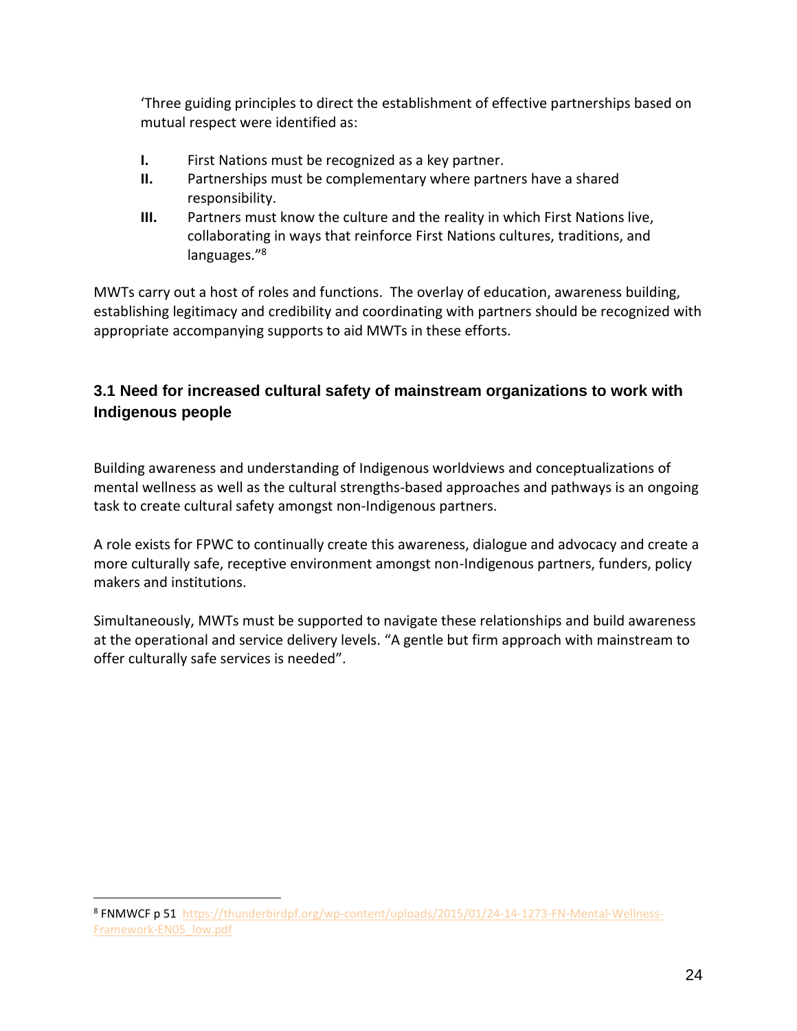'Three guiding principles to direct the establishment of effective partnerships based on mutual respect were identified as:

- **I.** First Nations must be recognized as a key partner.
- **II.** Partnerships must be complementary where partners have a shared responsibility.
- **III.** Partners must know the culture and the reality in which First Nations live, collaborating in ways that reinforce First Nations cultures, traditions, and languages."[8]

MWTs carry out a host of roles and functions. The overlay of education, awareness building, establishing legitimacy and credibility and coordinating with partners should be recognized with appropriate accompanying supports to aid MWTs in these efforts.

### 3.1 Need for increased cultural safety of mainstream organizations to work with Indigenous people

Building awareness and understanding of Indigenous worldviews and conceptualizations of mental wellness as well as the cultural strengths-based approaches and pathways is an ongoing task to create cultural safety amongst non-Indigenous partners.

A role exists for FPWC to continually create this awareness, dialogue and advocacy and create a more culturally safe, receptive environment amongst non-Indigenous partners, funders, policy makers and institutions.

Simultaneously, MWTs must be supported to navigate these relationships and build awareness at the operational and service delivery levels. "A gentle but firm approach with mainstream to offer culturally safe services is needed".

---

[8] FNMWCF p 51 https://thunderbirdpf.org/wp-content/uploads/2015/01/24-14-1273-FN-Mental-Wellness-Framework-EN05_low.pdf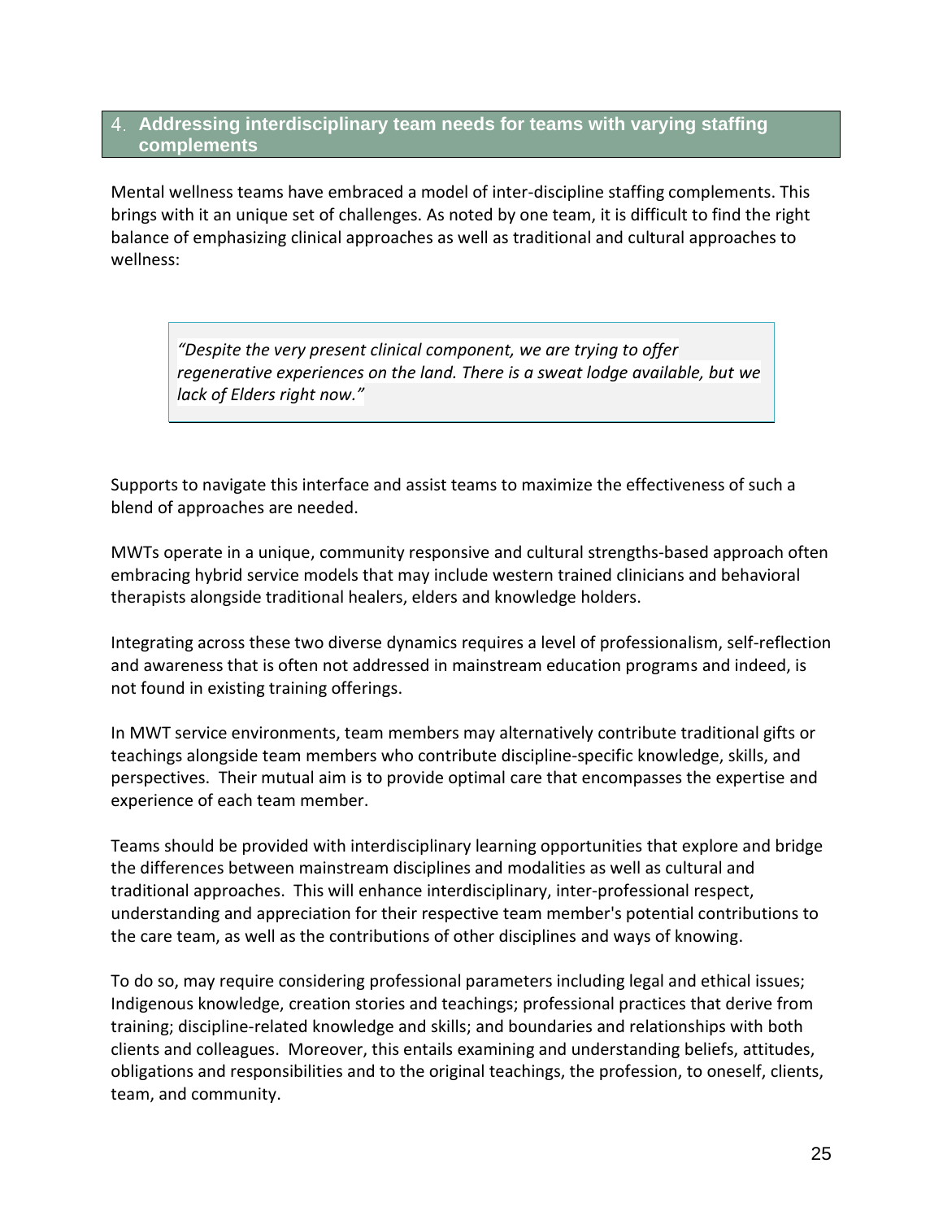## 4. Addressing interdisciplinary team needs for teams with varying staffing complements

Mental wellness teams have embraced a model of inter-discipline staffing complements. This brings with it an unique set of challenges. As noted by one team, it is difficult to find the right balance of emphasizing clinical approaches as well as traditional and cultural approaches to wellness:

> *"Despite the very present clinical component, we are trying to offer regenerative experiences on the land. There is a sweat lodge available, but we lack of Elders right now."*

Supports to navigate this interface and assist teams to maximize the effectiveness of such a blend of approaches are needed.

MWTs operate in a unique, community responsive and cultural strengths-based approach often embracing hybrid service models that may include western trained clinicians and behavioral therapists alongside traditional healers, elders and knowledge holders.

Integrating across these two diverse dynamics requires a level of professionalism, self-reflection and awareness that is often not addressed in mainstream education programs and indeed, is not found in existing training offerings.

In MWT service environments, team members may alternatively contribute traditional gifts or teachings alongside team members who contribute discipline-specific knowledge, skills, and perspectives. Their mutual aim is to provide optimal care that encompasses the expertise and experience of each team member.

Teams should be provided with interdisciplinary learning opportunities that explore and bridge the differences between mainstream disciplines and modalities as well as cultural and traditional approaches. This will enhance interdisciplinary, inter-professional respect, understanding and appreciation for their respective team member's potential contributions to the care team, as well as the contributions of other disciplines and ways of knowing.

To do so, may require considering professional parameters including legal and ethical issues; Indigenous knowledge, creation stories and teachings; professional practices that derive from training; discipline-related knowledge and skills; and boundaries and relationships with both clients and colleagues. Moreover, this entails examining and understanding beliefs, attitudes, obligations and responsibilities and to the original teachings, the profession, to oneself, clients, team, and community.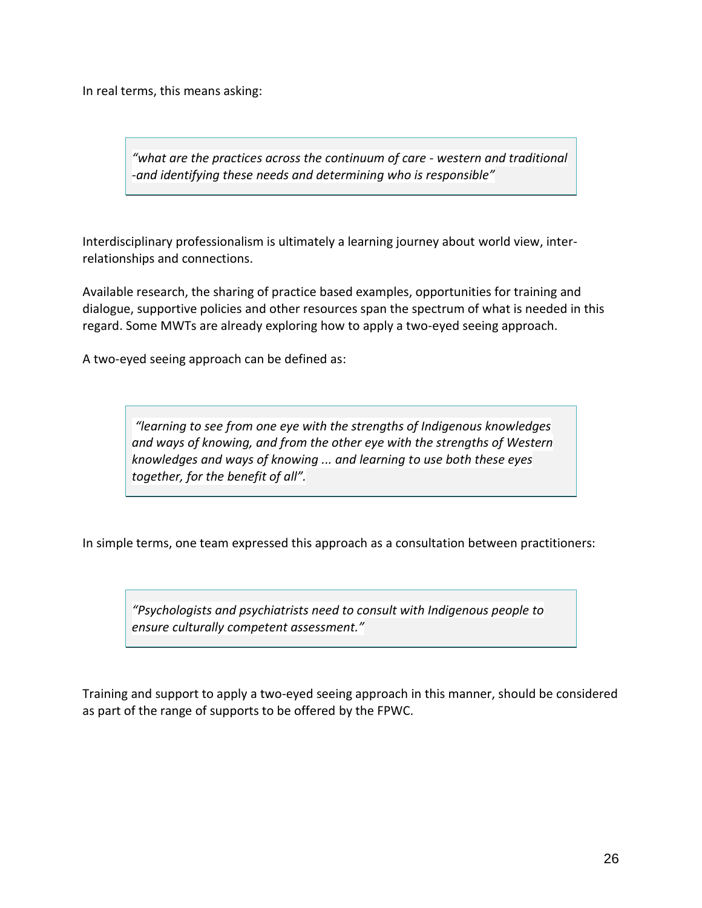In real terms, this means asking:

> *"what are the practices across the continuum of care - western and traditional -and identifying these needs and determining who is responsible"*

Interdisciplinary professionalism is ultimately a learning journey about world view, inter-relationships and connections.

Available research, the sharing of practice based examples, opportunities for training and dialogue, supportive policies and other resources span the spectrum of what is needed in this regard. Some MWTs are already exploring how to apply a two-eyed seeing approach.

A two-eyed seeing approach can be defined as:

> *"learning to see from one eye with the strengths of Indigenous knowledges and ways of knowing, and from the other eye with the strengths of Western knowledges and ways of knowing ... and learning to use both these eyes together, for the benefit of all".*

In simple terms, one team expressed this approach as a consultation between practitioners:

> *"Psychologists and psychiatrists need to consult with Indigenous people to ensure culturally competent assessment."*

Training and support to apply a two-eyed seeing approach in this manner, should be considered as part of the range of supports to be offered by the FPWC.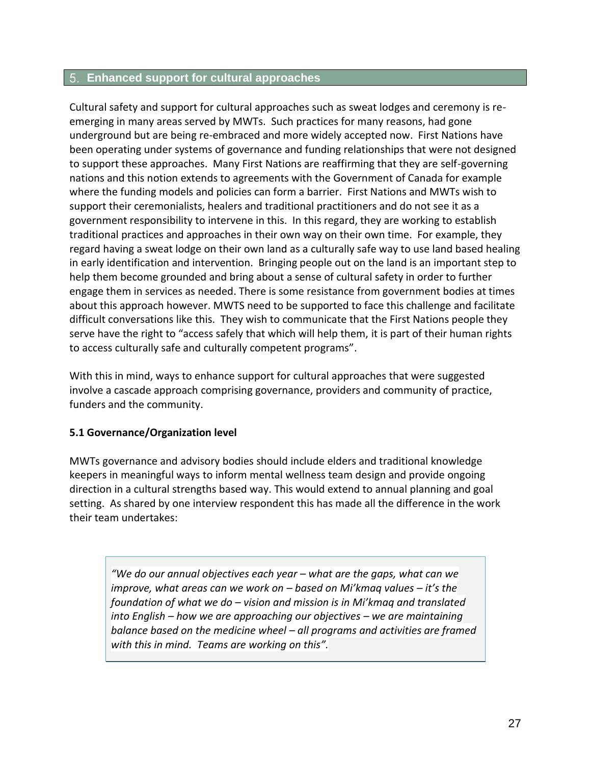## 5. Enhanced support for cultural approaches

Cultural safety and support for cultural approaches such as sweat lodges and ceremony is re-emerging in many areas served by MWTs. Such practices for many reasons, had gone underground but are being re-embraced and more widely accepted now. First Nations have been operating under systems of governance and funding relationships that were not designed to support these approaches. Many First Nations are reaffirming that they are self-governing nations and this notion extends to agreements with the Government of Canada for example where the funding models and policies can form a barrier. First Nations and MWTs wish to support their ceremonialists, healers and traditional practitioners and do not see it as a government responsibility to intervene in this. In this regard, they are working to establish traditional practices and approaches in their own way on their own time. For example, they regard having a sweat lodge on their own land as a culturally safe way to use land based healing in early identification and intervention. Bringing people out on the land is an important step to help them become grounded and bring about a sense of cultural safety in order to further engage them in services as needed. There is some resistance from government bodies at times about this approach however. MWTS need to be supported to face this challenge and facilitate difficult conversations like this. They wish to communicate that the First Nations people they serve have the right to "access safely that which will help them, it is part of their human rights to access culturally safe and culturally competent programs".

With this in mind, ways to enhance support for cultural approaches that were suggested involve a cascade approach comprising governance, providers and community of practice, funders and the community.

### 5.1 Governance/Organization level

MWTs governance and advisory bodies should include elders and traditional knowledge keepers in meaningful ways to inform mental wellness team design and provide ongoing direction in a cultural strengths based way. This would extend to annual planning and goal setting. As shared by one interview respondent this has made all the difference in the work their team undertakes:

> *"We do our annual objectives each year – what are the gaps, what can we improve, what areas can we work on – based on Mi'kmaq values – it's the foundation of what we do – vision and mission is in Mi'kmaq and translated into English – how we are approaching our objectives – we are maintaining balance based on the medicine wheel – all programs and activities are framed with this in mind. Teams are working on this".*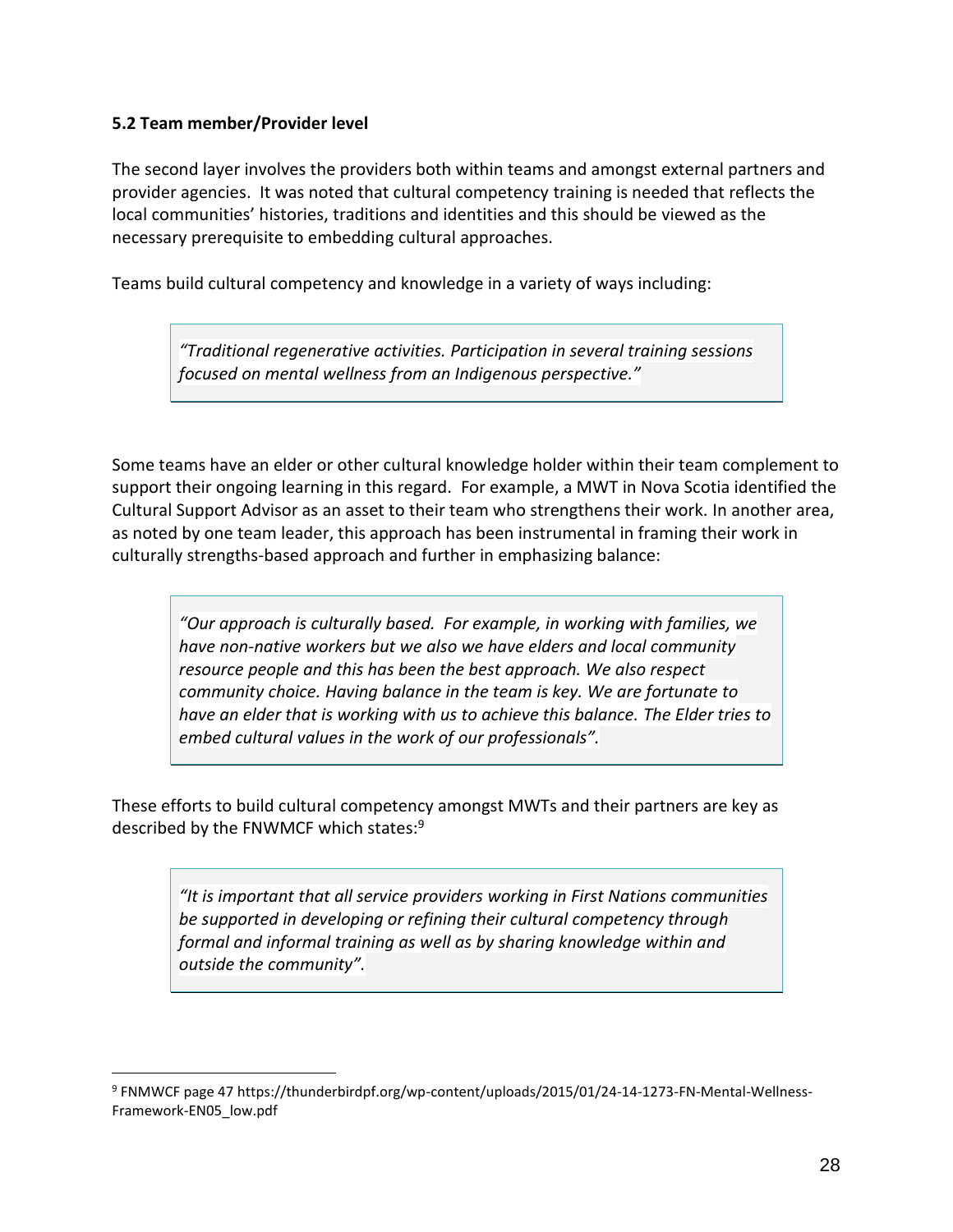### 5.2 Team member/Provider level

The second layer involves the providers both within teams and amongst external partners and provider agencies. It was noted that cultural competency training is needed that reflects the local communities' histories, traditions and identities and this should be viewed as the necessary prerequisite to embedding cultural approaches.

Teams build cultural competency and knowledge in a variety of ways including:

> *"Traditional regenerative activities. Participation in several training sessions focused on mental wellness from an Indigenous perspective."*

Some teams have an elder or other cultural knowledge holder within their team complement to support their ongoing learning in this regard. For example, a MWT in Nova Scotia identified the Cultural Support Advisor as an asset to their team who strengthens their work. In another area, as noted by one team leader, this approach has been instrumental in framing their work in culturally strengths-based approach and further in emphasizing balance:

> *"Our approach is culturally based. For example, in working with families, we have non-native workers but we also we have elders and local community resource people and this has been the best approach. We also respect community choice. Having balance in the team is key. We are fortunate to have an elder that is working with us to achieve this balance. The Elder tries to embed cultural values in the work of our professionals".*

These efforts to build cultural competency amongst MWTs and their partners are key as described by the FNWMCF which states:[9]

> *"It is important that all service providers working in First Nations communities be supported in developing or refining their cultural competency through formal and informal training as well as by sharing knowledge within and outside the community".*

---

[9] FNMWCF page 47 https://thunderbirdpf.org/wp-content/uploads/2015/01/24-14-1273-FN-Mental-Wellness-Framework-EN05_low.pdf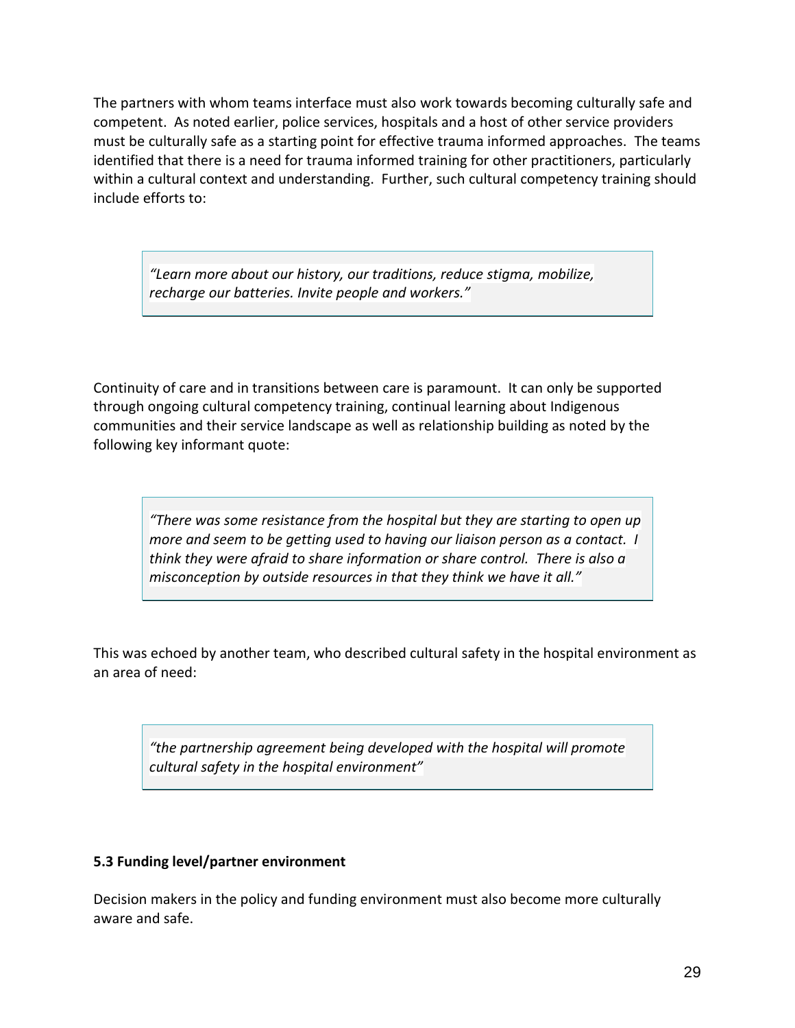The partners with whom teams interface must also work towards becoming culturally safe and competent. As noted earlier, police services, hospitals and a host of other service providers must be culturally safe as a starting point for effective trauma informed approaches. The teams identified that there is a need for trauma informed training for other practitioners, particularly within a cultural context and understanding. Further, such cultural competency training should include efforts to:

> *"Learn more about our history, our traditions, reduce stigma, mobilize, recharge our batteries. Invite people and workers."*

Continuity of care and in transitions between care is paramount. It can only be supported through ongoing cultural competency training, continual learning about Indigenous communities and their service landscape as well as relationship building as noted by the following key informant quote:

> *"There was some resistance from the hospital but they are starting to open up more and seem to be getting used to having our liaison person as a contact. I think they were afraid to share information or share control. There is also a misconception by outside resources in that they think we have it all."*

This was echoed by another team, who described cultural safety in the hospital environment as an area of need:

> *"the partnership agreement being developed with the hospital will promote cultural safety in the hospital environment"*

### 5.3 Funding level/partner environment

Decision makers in the policy and funding environment must also become more culturally aware and safe.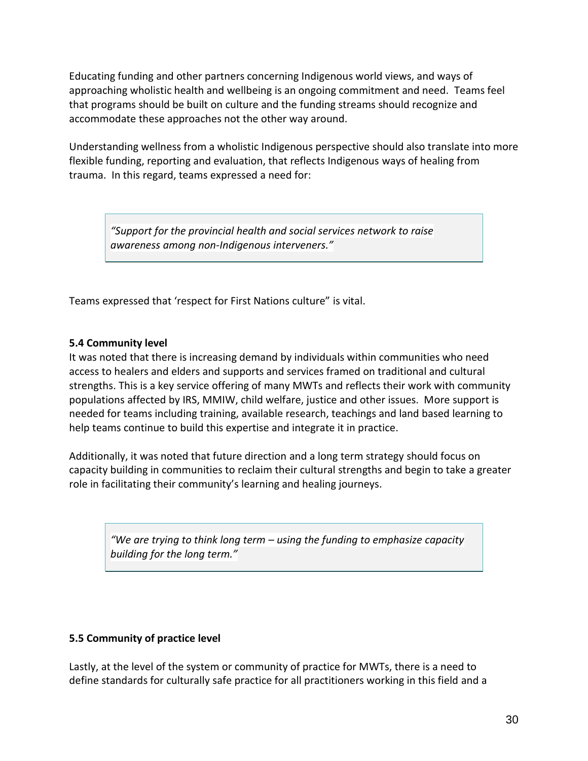Educating funding and other partners concerning Indigenous world views, and ways of approaching wholistic health and wellbeing is an ongoing commitment and need. Teams feel that programs should be built on culture and the funding streams should recognize and accommodate these approaches not the other way around.

Understanding wellness from a wholistic Indigenous perspective should also translate into more flexible funding, reporting and evaluation, that reflects Indigenous ways of healing from trauma. In this regard, teams expressed a need for:

> *"Support for the provincial health and social services network to raise awareness among non-Indigenous interveners."*

Teams expressed that 'respect for First Nations culture" is vital.

**5.4 Community level**

It was noted that there is increasing demand by individuals within communities who need access to healers and elders and supports and services framed on traditional and cultural strengths. This is a key service offering of many MWTs and reflects their work with community populations affected by IRS, MMIW, child welfare, justice and other issues. More support is needed for teams including training, available research, teachings and land based learning to help teams continue to build this expertise and integrate it in practice.

Additionally, it was noted that future direction and a long term strategy should focus on capacity building in communities to reclaim their cultural strengths and begin to take a greater role in facilitating their community's learning and healing journeys.

> *"We are trying to think long term – using the funding to emphasize capacity building for the long term."*

**5.5 Community of practice level**

Lastly, at the level of the system or community of practice for MWTs, there is a need to define standards for culturally safe practice for all practitioners working in this field and a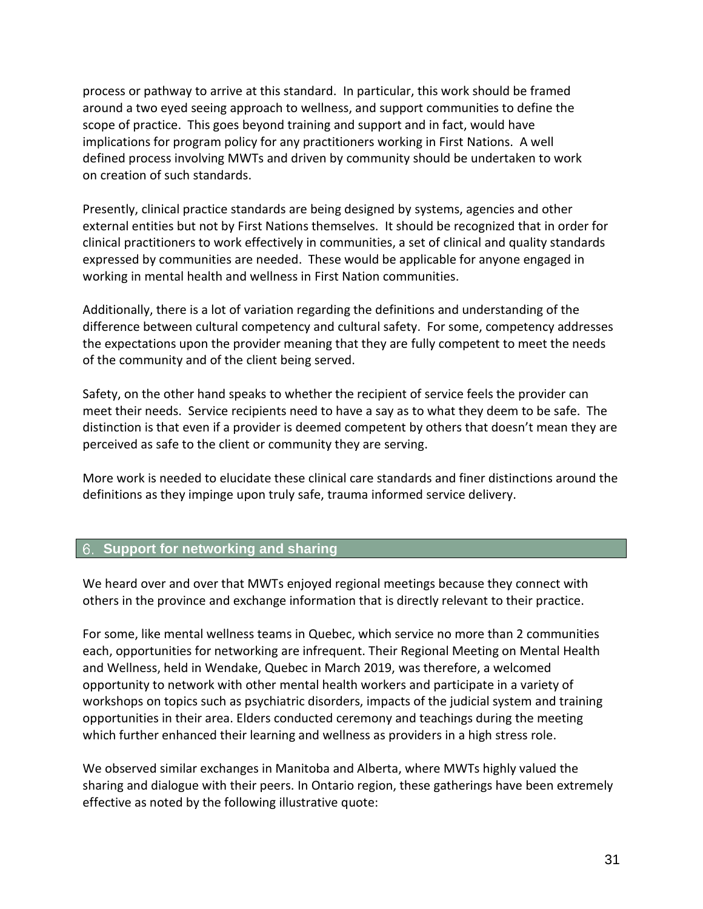process or pathway to arrive at this standard. In particular, this work should be framed around a two eyed seeing approach to wellness, and support communities to define the scope of practice. This goes beyond training and support and in fact, would have implications for program policy for any practitioners working in First Nations. A well defined process involving MWTs and driven by community should be undertaken to work on creation of such standards.

Presently, clinical practice standards are being designed by systems, agencies and other external entities but not by First Nations themselves. It should be recognized that in order for clinical practitioners to work effectively in communities, a set of clinical and quality standards expressed by communities are needed. These would be applicable for anyone engaged in working in mental health and wellness in First Nation communities.

Additionally, there is a lot of variation regarding the definitions and understanding of the difference between cultural competency and cultural safety. For some, competency addresses the expectations upon the provider meaning that they are fully competent to meet the needs of the community and of the client being served.

Safety, on the other hand speaks to whether the recipient of service feels the provider can meet their needs. Service recipients need to have a say as to what they deem to be safe. The distinction is that even if a provider is deemed competent by others that doesn't mean they are perceived as safe to the client or community they are serving.

More work is needed to elucidate these clinical care standards and finer distinctions around the definitions as they impinge upon truly safe, trauma informed service delivery.

## 6. Support for networking and sharing

We heard over and over that MWTs enjoyed regional meetings because they connect with others in the province and exchange information that is directly relevant to their practice.

For some, like mental wellness teams in Quebec, which service no more than 2 communities each, opportunities for networking are infrequent. Their Regional Meeting on Mental Health and Wellness, held in Wendake, Quebec in March 2019, was therefore, a welcomed opportunity to network with other mental health workers and participate in a variety of workshops on topics such as psychiatric disorders, impacts of the judicial system and training opportunities in their area. Elders conducted ceremony and teachings during the meeting which further enhanced their learning and wellness as providers in a high stress role.

We observed similar exchanges in Manitoba and Alberta, where MWTs highly valued the sharing and dialogue with their peers. In Ontario region, these gatherings have been extremely effective as noted by the following illustrative quote: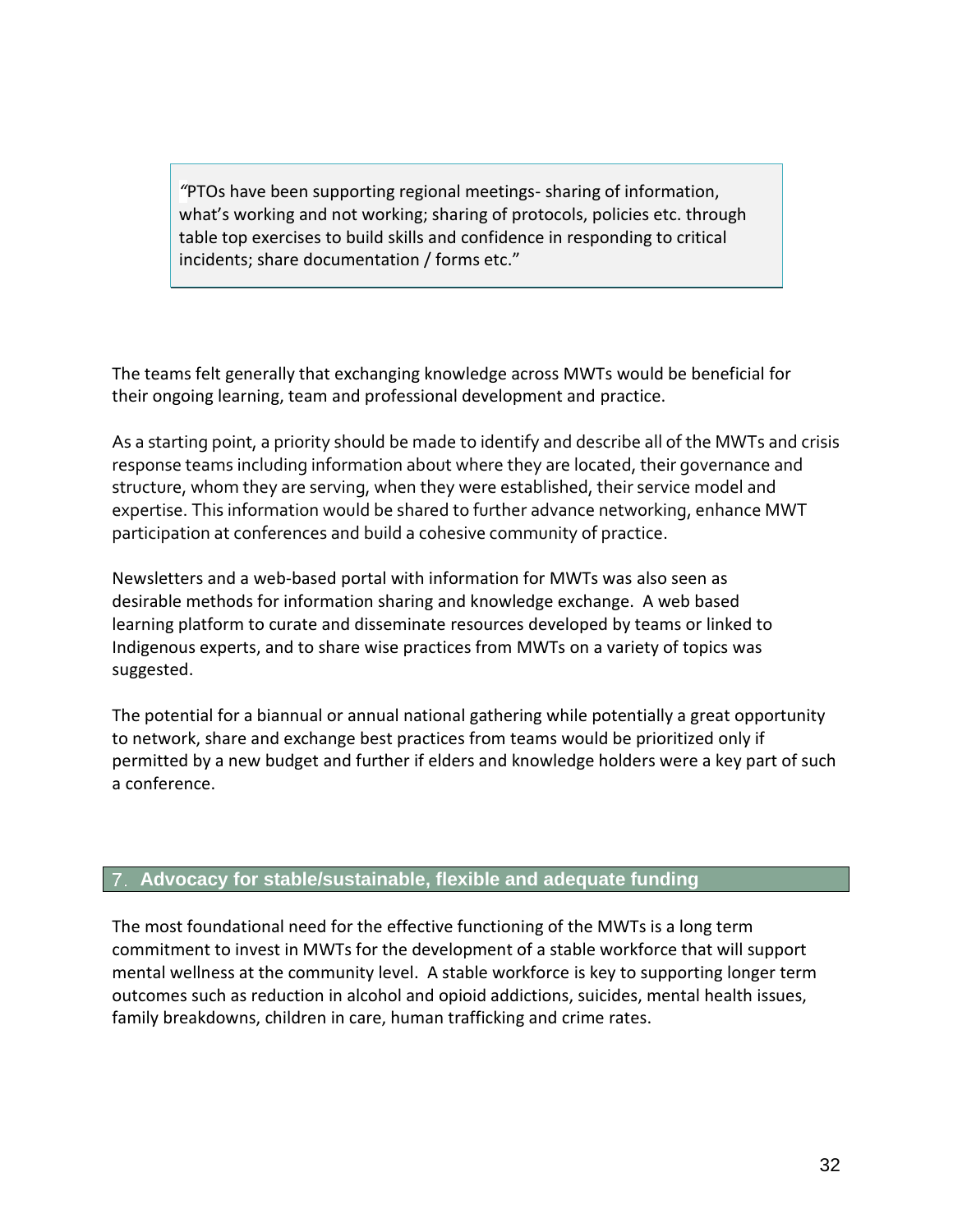> "PTOs have been supporting regional meetings- sharing of information, what's working and not working; sharing of protocols, policies etc. through table top exercises to build skills and confidence in responding to critical incidents; share documentation / forms etc."

The teams felt generally that exchanging knowledge across MWTs would be beneficial for their ongoing learning, team and professional development and practice.

As a starting point, a priority should be made to identify and describe all of the MWTs and crisis response teams including information about where they are located, their governance and structure, whom they are serving, when they were established, their service model and expertise. This information would be shared to further advance networking, enhance MWT participation at conferences and build a cohesive community of practice.

Newsletters and a web-based portal with information for MWTs was also seen as desirable methods for information sharing and knowledge exchange. A web based learning platform to curate and disseminate resources developed by teams or linked to Indigenous experts, and to share wise practices from MWTs on a variety of topics was suggested.

The potential for a biannual or annual national gathering while potentially a great opportunity to network, share and exchange best practices from teams would be prioritized only if permitted by a new budget and further if elders and knowledge holders were a key part of such a conference.

## 7. Advocacy for stable/sustainable, flexible and adequate funding

The most foundational need for the effective functioning of the MWTs is a long term commitment to invest in MWTs for the development of a stable workforce that will support mental wellness at the community level. A stable workforce is key to supporting longer term outcomes such as reduction in alcohol and opioid addictions, suicides, mental health issues, family breakdowns, children in care, human trafficking and crime rates.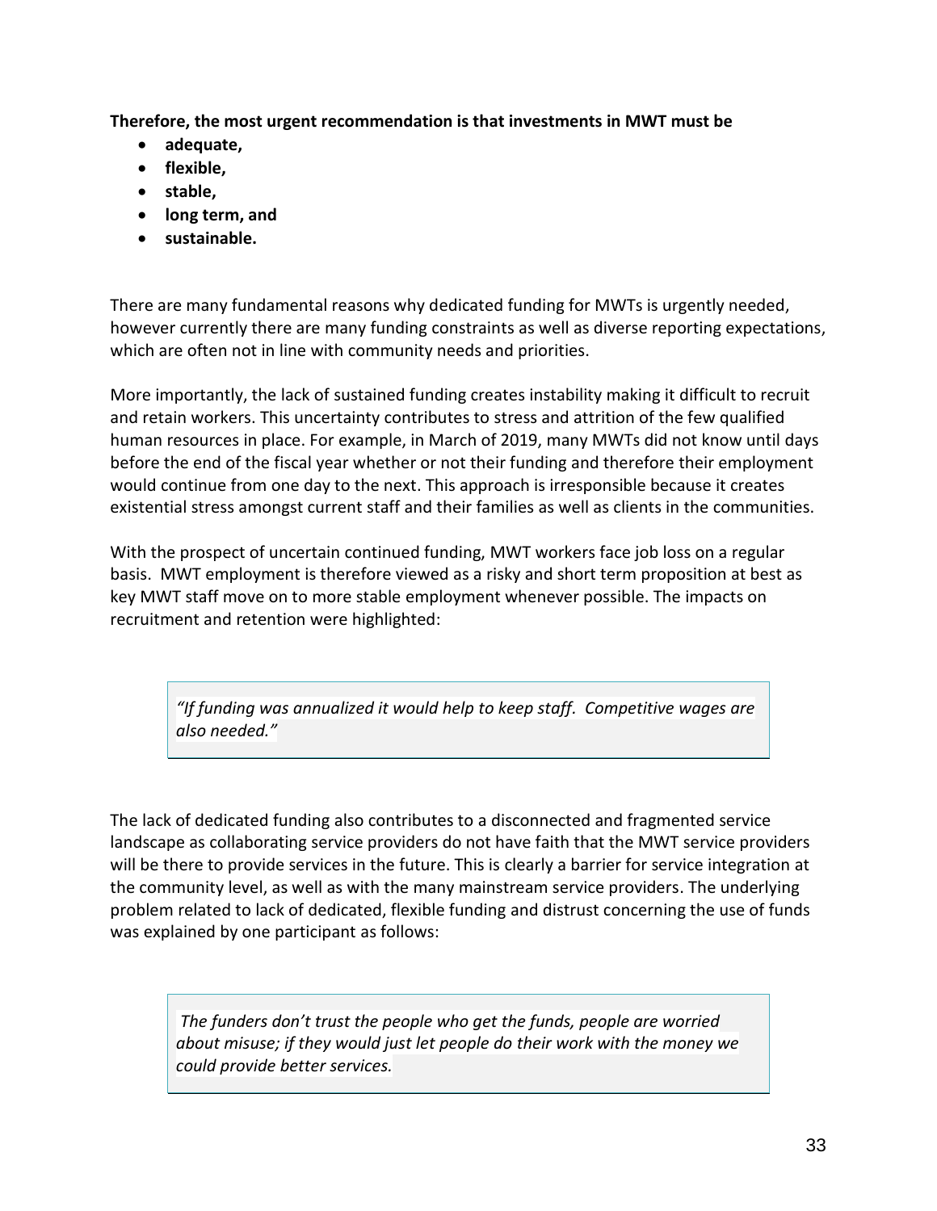**Therefore, the most urgent recommendation is that investments in MWT must be**

- **adequate,**
- **flexible,**
- **stable,**
- **long term, and**
- **sustainable.**

There are many fundamental reasons why dedicated funding for MWTs is urgently needed, however currently there are many funding constraints as well as diverse reporting expectations, which are often not in line with community needs and priorities.

More importantly, the lack of sustained funding creates instability making it difficult to recruit and retain workers. This uncertainty contributes to stress and attrition of the few qualified human resources in place. For example, in March of 2019, many MWTs did not know until days before the end of the fiscal year whether or not their funding and therefore their employment would continue from one day to the next. This approach is irresponsible because it creates existential stress amongst current staff and their families as well as clients in the communities.

With the prospect of uncertain continued funding, MWT workers face job loss on a regular basis. MWT employment is therefore viewed as a risky and short term proposition at best as key MWT staff move on to more stable employment whenever possible. The impacts on recruitment and retention were highlighted:

> *"If funding was annualized it would help to keep staff. Competitive wages are also needed."*

The lack of dedicated funding also contributes to a disconnected and fragmented service landscape as collaborating service providers do not have faith that the MWT service providers will be there to provide services in the future. This is clearly a barrier for service integration at the community level, as well as with the many mainstream service providers. The underlying problem related to lack of dedicated, flexible funding and distrust concerning the use of funds was explained by one participant as follows:

> *The funders don't trust the people who get the funds, people are worried about misuse; if they would just let people do their work with the money we could provide better services.*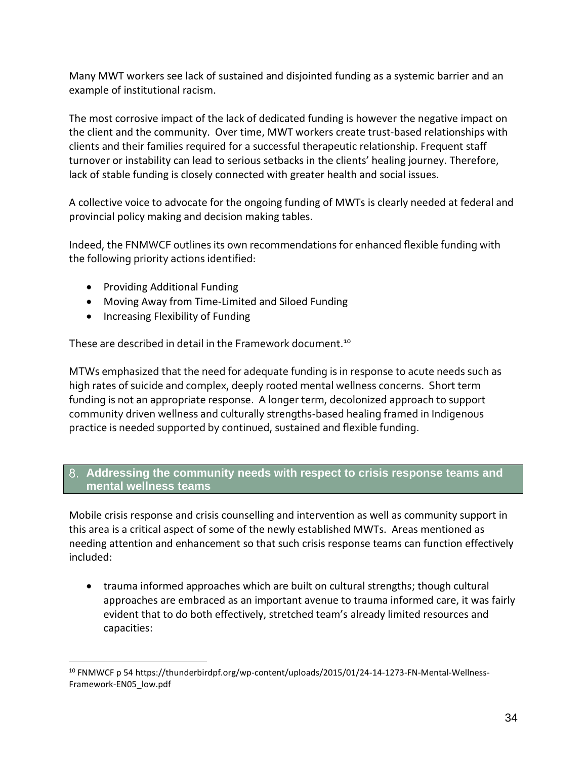Many MWT workers see lack of sustained and disjointed funding as a systemic barrier and an example of institutional racism.

The most corrosive impact of the lack of dedicated funding is however the negative impact on the client and the community. Over time, MWT workers create trust-based relationships with clients and their families required for a successful therapeutic relationship. Frequent staff turnover or instability can lead to serious setbacks in the clients' healing journey. Therefore, lack of stable funding is closely connected with greater health and social issues.

A collective voice to advocate for the ongoing funding of MWTs is clearly needed at federal and provincial policy making and decision making tables.

Indeed, the FNMWCF outlines its own recommendations for enhanced flexible funding with the following priority actions identified:

- Providing Additional Funding
- Moving Away from Time-Limited and Siloed Funding
- Increasing Flexibility of Funding

These are described in detail in the Framework document.[10]

MTWs emphasized that the need for adequate funding is in response to acute needs such as high rates of suicide and complex, deeply rooted mental wellness concerns. Short term funding is not an appropriate response. A longer term, decolonized approach to support community driven wellness and culturally strengths-based healing framed in Indigenous practice is needed supported by continued, sustained and flexible funding.

## 8. Addressing the community needs with respect to crisis response teams and mental wellness teams

Mobile crisis response and crisis counselling and intervention as well as community support in this area is a critical aspect of some of the newly established MWTs. Areas mentioned as needing attention and enhancement so that such crisis response teams can function effectively included:

- trauma informed approaches which are built on cultural strengths; though cultural approaches are embraced as an important avenue to trauma informed care, it was fairly evident that to do both effectively, stretched team's already limited resources and capacities:

[10] FNMWCF p 54 https://thunderbirdpf.org/wp-content/uploads/2015/01/24-14-1273-FN-Mental-Wellness-Framework-EN05_low.pdf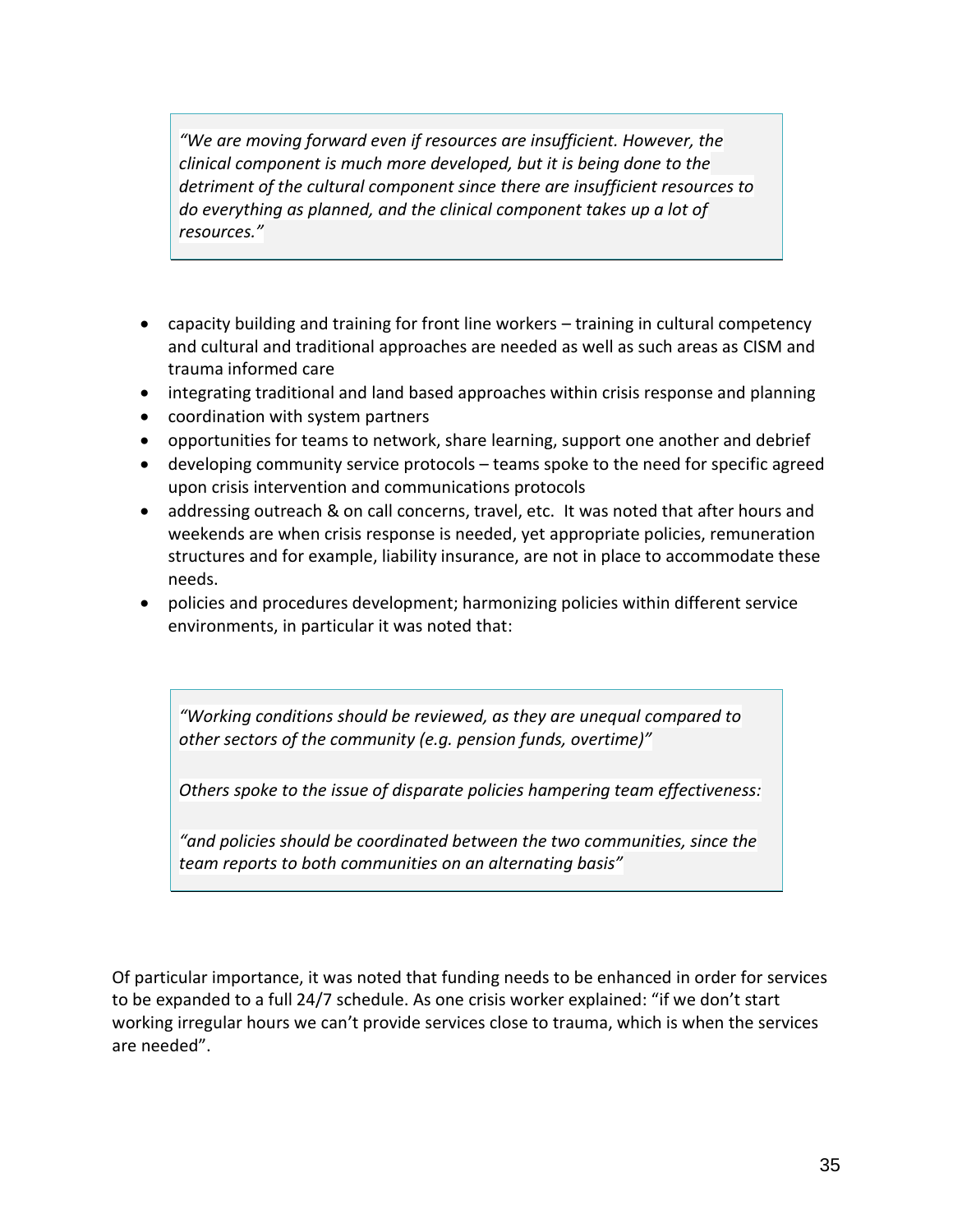> *"We are moving forward even if resources are insufficient. However, the clinical component is much more developed, but it is being done to the detriment of the cultural component since there are insufficient resources to do everything as planned, and the clinical component takes up a lot of resources."*

- capacity building and training for front line workers – training in cultural competency and cultural and traditional approaches are needed as well as such areas as CISM and trauma informed care
- integrating traditional and land based approaches within crisis response and planning
- coordination with system partners
- opportunities for teams to network, share learning, support one another and debrief
- developing community service protocols – teams spoke to the need for specific agreed upon crisis intervention and communications protocols
- addressing outreach & on call concerns, travel, etc. It was noted that after hours and weekends are when crisis response is needed, yet appropriate policies, remuneration structures and for example, liability insurance, are not in place to accommodate these needs.
- policies and procedures development; harmonizing policies within different service environments, in particular it was noted that:

> *"Working conditions should be reviewed, as they are unequal compared to other sectors of the community (e.g. pension funds, overtime)"*
>
> *Others spoke to the issue of disparate policies hampering team effectiveness:*
>
> *"and policies should be coordinated between the two communities, since the team reports to both communities on an alternating basis"*

Of particular importance, it was noted that funding needs to be enhanced in order for services to be expanded to a full 24/7 schedule. As one crisis worker explained: "if we don't start working irregular hours we can't provide services close to trauma, which is when the services are needed".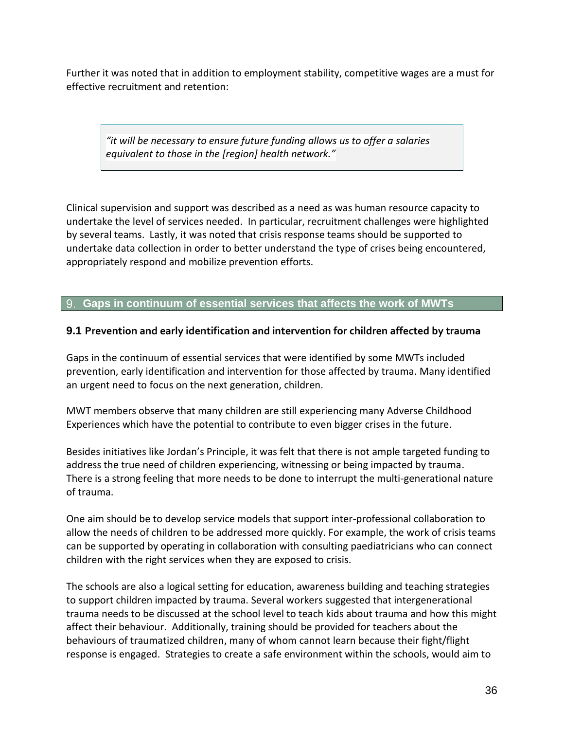Further it was noted that in addition to employment stability, competitive wages are a must for effective recruitment and retention:

> *"it will be necessary to ensure future funding allows us to offer a salaries equivalent to those in the [region] health network."*

Clinical supervision and support was described as a need as was human resource capacity to undertake the level of services needed. In particular, recruitment challenges were highlighted by several teams. Lastly, it was noted that crisis response teams should be supported to undertake data collection in order to better understand the type of crises being encountered, appropriately respond and mobilize prevention efforts.

## 9. Gaps in continuum of essential services that affects the work of MWTs

### 9.1 Prevention and early identification and intervention for children affected by trauma

Gaps in the continuum of essential services that were identified by some MWTs included prevention, early identification and intervention for those affected by trauma. Many identified an urgent need to focus on the next generation, children.

MWT members observe that many children are still experiencing many Adverse Childhood Experiences which have the potential to contribute to even bigger crises in the future.

Besides initiatives like Jordan's Principle, it was felt that there is not ample targeted funding to address the true need of children experiencing, witnessing or being impacted by trauma. There is a strong feeling that more needs to be done to interrupt the multi-generational nature of trauma.

One aim should be to develop service models that support inter-professional collaboration to allow the needs of children to be addressed more quickly. For example, the work of crisis teams can be supported by operating in collaboration with consulting paediatricians who can connect children with the right services when they are exposed to crisis.

The schools are also a logical setting for education, awareness building and teaching strategies to support children impacted by trauma. Several workers suggested that intergenerational trauma needs to be discussed at the school level to teach kids about trauma and how this might affect their behaviour. Additionally, training should be provided for teachers about the behaviours of traumatized children, many of whom cannot learn because their fight/flight response is engaged. Strategies to create a safe environment within the schools, would aim to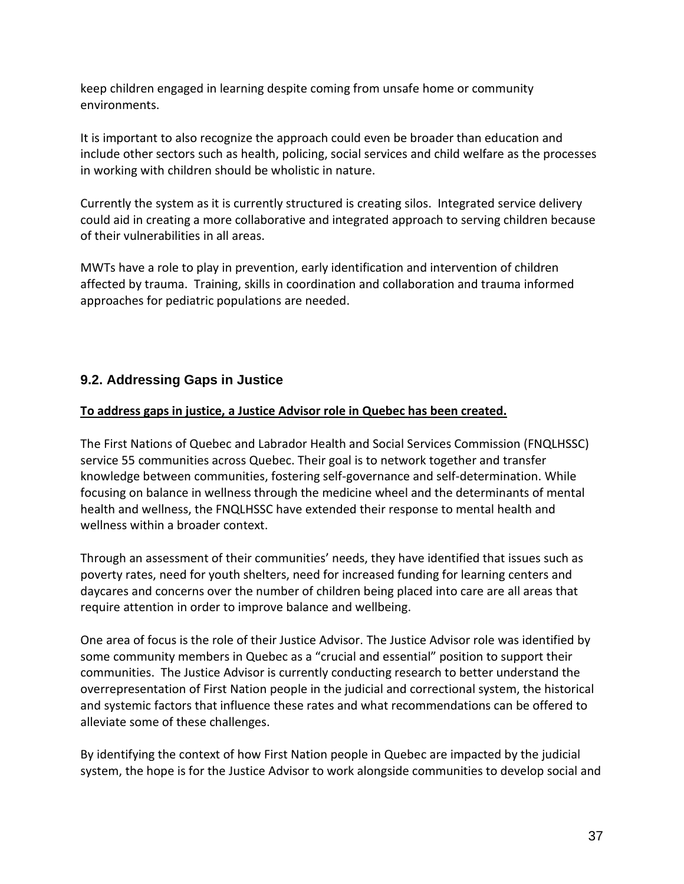keep children engaged in learning despite coming from unsafe home or community environments.

It is important to also recognize the approach could even be broader than education and include other sectors such as health, policing, social services and child welfare as the processes in working with children should be wholistic in nature.

Currently the system as it is currently structured is creating silos. Integrated service delivery could aid in creating a more collaborative and integrated approach to serving children because of their vulnerabilities in all areas.

MWTs have a role to play in prevention, early identification and intervention of children affected by trauma. Training, skills in coordination and collaboration and trauma informed approaches for pediatric populations are needed.

## 9.2. Addressing Gaps in Justice

**To address gaps in justice, a Justice Advisor role in Quebec has been created.**

The First Nations of Quebec and Labrador Health and Social Services Commission (FNQLHSSC) service 55 communities across Quebec. Their goal is to network together and transfer knowledge between communities, fostering self-governance and self-determination. While focusing on balance in wellness through the medicine wheel and the determinants of mental health and wellness, the FNQLHSSC have extended their response to mental health and wellness within a broader context.

Through an assessment of their communities' needs, they have identified that issues such as poverty rates, need for youth shelters, need for increased funding for learning centers and daycares and concerns over the number of children being placed into care are all areas that require attention in order to improve balance and wellbeing.

One area of focus is the role of their Justice Advisor. The Justice Advisor role was identified by some community members in Quebec as a "crucial and essential" position to support their communities. The Justice Advisor is currently conducting research to better understand the overrepresentation of First Nation people in the judicial and correctional system, the historical and systemic factors that influence these rates and what recommendations can be offered to alleviate some of these challenges.

By identifying the context of how First Nation people in Quebec are impacted by the judicial system, the hope is for the Justice Advisor to work alongside communities to develop social and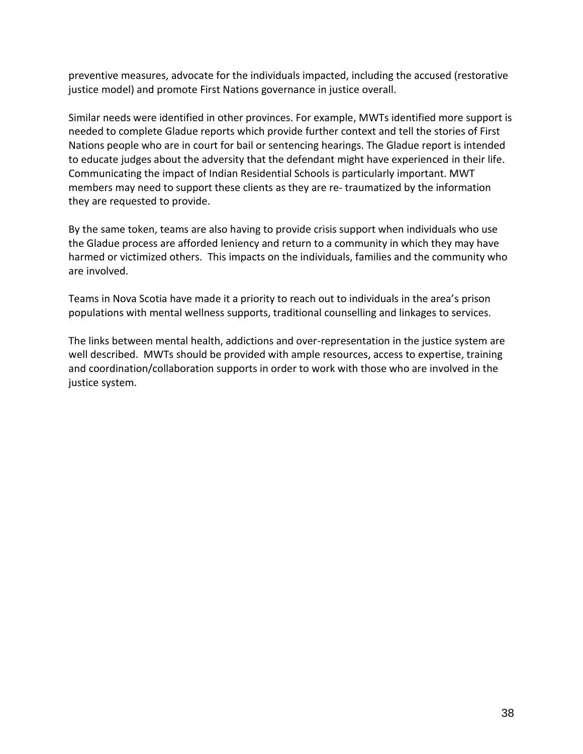preventive measures, advocate for the individuals impacted, including the accused (restorative justice model) and promote First Nations governance in justice overall.

Similar needs were identified in other provinces. For example, MWTs identified more support is needed to complete Gladue reports which provide further context and tell the stories of First Nations people who are in court for bail or sentencing hearings. The Gladue report is intended to educate judges about the adversity that the defendant might have experienced in their life. Communicating the impact of Indian Residential Schools is particularly important. MWT members may need to support these clients as they are re- traumatized by the information they are requested to provide.

By the same token, teams are also having to provide crisis support when individuals who use the Gladue process are afforded leniency and return to a community in which they may have harmed or victimized others. This impacts on the individuals, families and the community who are involved.

Teams in Nova Scotia have made it a priority to reach out to individuals in the area's prison populations with mental wellness supports, traditional counselling and linkages to services.

The links between mental health, addictions and over-representation in the justice system are well described. MWTs should be provided with ample resources, access to expertise, training and coordination/collaboration supports in order to work with those who are involved in the justice system.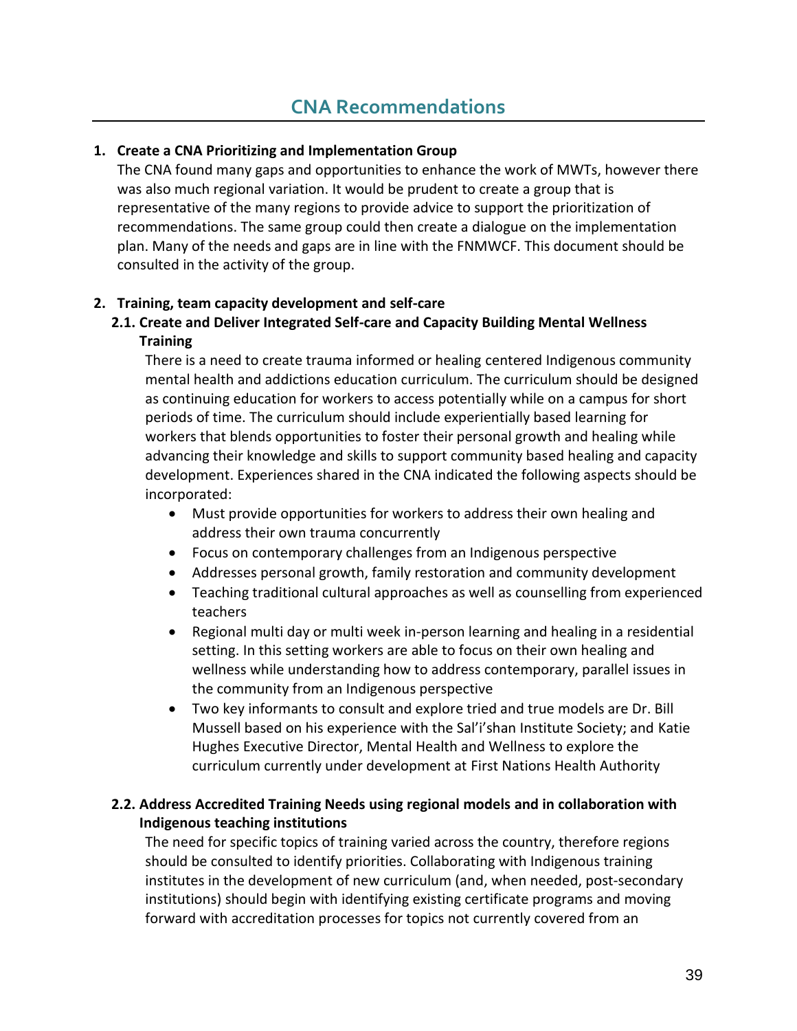# CNA Recommendations

1. **Create a CNA Prioritizing and Implementation Group**
   The CNA found many gaps and opportunities to enhance the work of MWTs, however there was also much regional variation. It would be prudent to create a group that is representative of the many regions to provide advice to support the prioritization of recommendations. The same group could then create a dialogue on the implementation plan. Many of the needs and gaps are in line with the FNMWCF. This document should be consulted in the activity of the group.

2. **Training, team capacity development and self-care**

   **2.1. Create and Deliver Integrated Self-care and Capacity Building Mental Wellness Training**

   There is a need to create trauma informed or healing centered Indigenous community mental health and addictions education curriculum. The curriculum should be designed as continuing education for workers to access potentially while on a campus for short periods of time. The curriculum should include experientially based learning for workers that blends opportunities to foster their personal growth and healing while advancing their knowledge and skills to support community based healing and capacity development. Experiences shared in the CNA indicated the following aspects should be incorporated:

   - Must provide opportunities for workers to address their own healing and address their own trauma concurrently
   - Focus on contemporary challenges from an Indigenous perspective
   - Addresses personal growth, family restoration and community development
   - Teaching traditional cultural approaches as well as counselling from experienced teachers
   - Regional multi day or multi week in-person learning and healing in a residential setting. In this setting workers are able to focus on their own healing and wellness while understanding how to address contemporary, parallel issues in the community from an Indigenous perspective
   - Two key informants to consult and explore tried and true models are Dr. Bill Mussell based on his experience with the Sal'i'shan Institute Society; and Katie Hughes Executive Director, Mental Health and Wellness to explore the curriculum currently under development at First Nations Health Authority

   **2.2. Address Accredited Training Needs using regional models and in collaboration with Indigenous teaching institutions**

   The need for specific topics of training varied across the country, therefore regions should be consulted to identify priorities. Collaborating with Indigenous training institutes in the development of new curriculum (and, when needed, post-secondary institutions) should begin with identifying existing certificate programs and moving forward with accreditation processes for topics not currently covered from an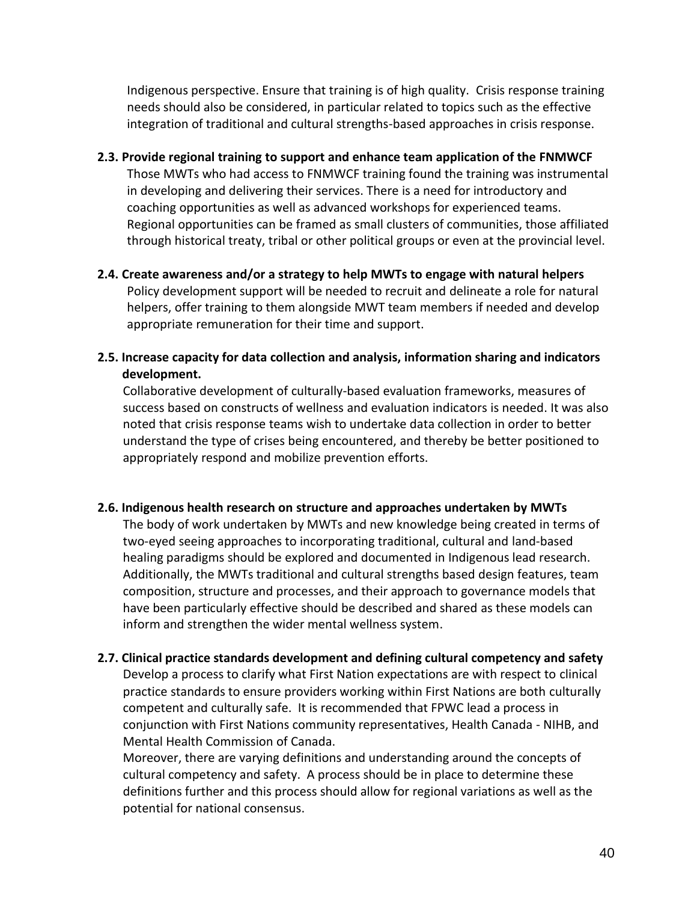Indigenous perspective. Ensure that training is of high quality. Crisis response training needs should also be considered, in particular related to topics such as the effective integration of traditional and cultural strengths-based approaches in crisis response.

**2.3. Provide regional training to support and enhance team application of the FNMWCF**

Those MWTs who had access to FNMWCF training found the training was instrumental in developing and delivering their services. There is a need for introductory and coaching opportunities as well as advanced workshops for experienced teams. Regional opportunities can be framed as small clusters of communities, those affiliated through historical treaty, tribal or other political groups or even at the provincial level.

**2.4. Create awareness and/or a strategy to help MWTs to engage with natural helpers**

Policy development support will be needed to recruit and delineate a role for natural helpers, offer training to them alongside MWT team members if needed and develop appropriate remuneration for their time and support.

**2.5. Increase capacity for data collection and analysis, information sharing and indicators development.**

Collaborative development of culturally-based evaluation frameworks, measures of success based on constructs of wellness and evaluation indicators is needed. It was also noted that crisis response teams wish to undertake data collection in order to better understand the type of crises being encountered, and thereby be better positioned to appropriately respond and mobilize prevention efforts.

**2.6. Indigenous health research on structure and approaches undertaken by MWTs**

The body of work undertaken by MWTs and new knowledge being created in terms of two-eyed seeing approaches to incorporating traditional, cultural and land-based healing paradigms should be explored and documented in Indigenous lead research. Additionally, the MWTs traditional and cultural strengths based design features, team composition, structure and processes, and their approach to governance models that have been particularly effective should be described and shared as these models can inform and strengthen the wider mental wellness system.

**2.7. Clinical practice standards development and defining cultural competency and safety**

Develop a process to clarify what First Nation expectations are with respect to clinical practice standards to ensure providers working within First Nations are both culturally competent and culturally safe. It is recommended that FPWC lead a process in conjunction with First Nations community representatives, Health Canada - NIHB, and Mental Health Commission of Canada.

Moreover, there are varying definitions and understanding around the concepts of cultural competency and safety. A process should be in place to determine these definitions further and this process should allow for regional variations as well as the potential for national consensus.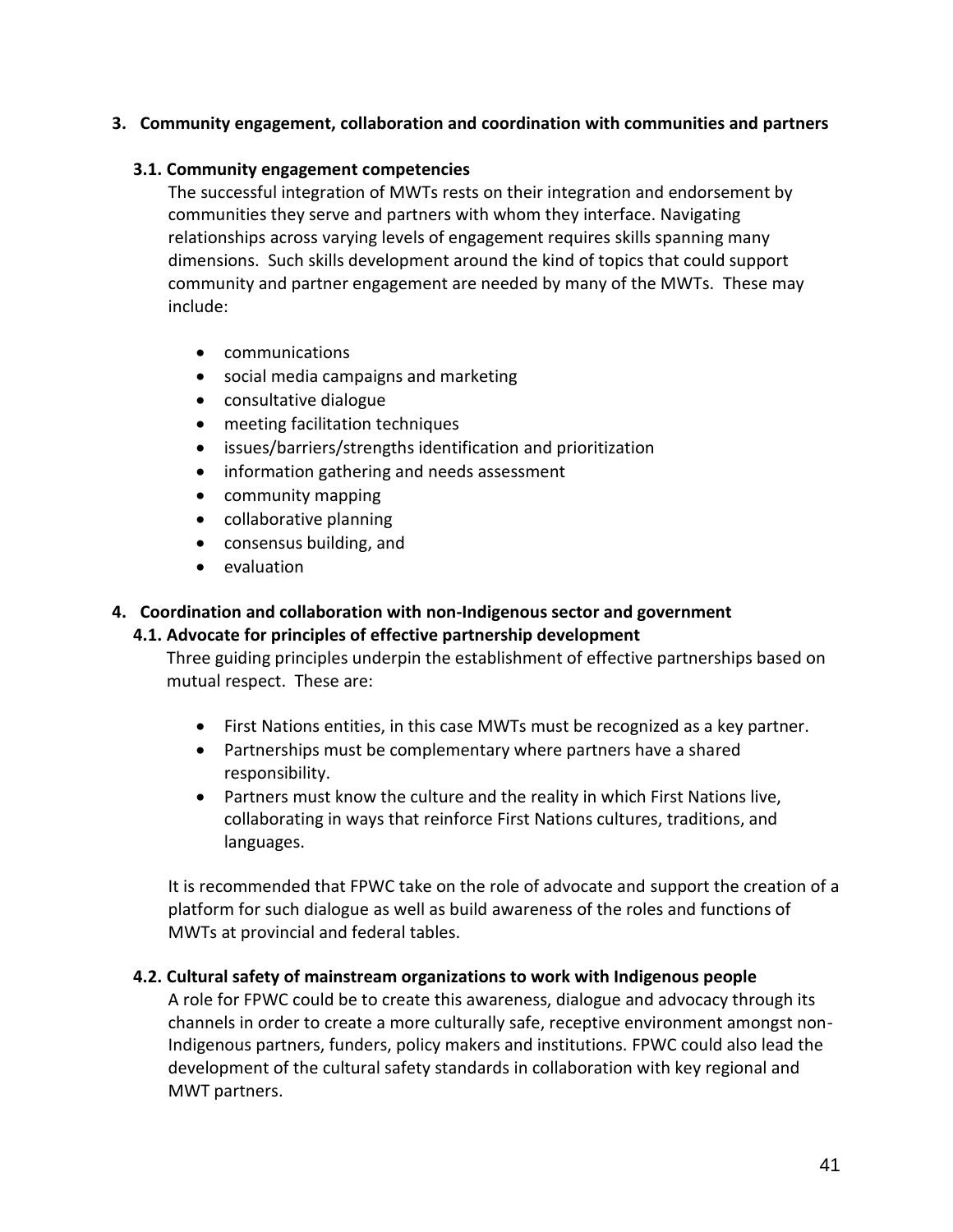## 3. Community engagement, collaboration and coordination with communities and partners

### 3.1. Community engagement competencies

The successful integration of MWTs rests on their integration and endorsement by communities they serve and partners with whom they interface. Navigating relationships across varying levels of engagement requires skills spanning many dimensions. Such skills development around the kind of topics that could support community and partner engagement are needed by many of the MWTs. These may include:

- communications
- social media campaigns and marketing
- consultative dialogue
- meeting facilitation techniques
- issues/barriers/strengths identification and prioritization
- information gathering and needs assessment
- community mapping
- collaborative planning
- consensus building, and
- evaluation

## 4. Coordination and collaboration with non-Indigenous sector and government

### 4.1. Advocate for principles of effective partnership development

Three guiding principles underpin the establishment of effective partnerships based on mutual respect. These are:

- First Nations entities, in this case MWTs must be recognized as a key partner.
- Partnerships must be complementary where partners have a shared responsibility.
- Partners must know the culture and the reality in which First Nations live, collaborating in ways that reinforce First Nations cultures, traditions, and languages.

It is recommended that FPWC take on the role of advocate and support the creation of a platform for such dialogue as well as build awareness of the roles and functions of MWTs at provincial and federal tables.

### 4.2. Cultural safety of mainstream organizations to work with Indigenous people

A role for FPWC could be to create this awareness, dialogue and advocacy through its channels in order to create a more culturally safe, receptive environment amongst non-Indigenous partners, funders, policy makers and institutions. FPWC could also lead the development of the cultural safety standards in collaboration with key regional and MWT partners.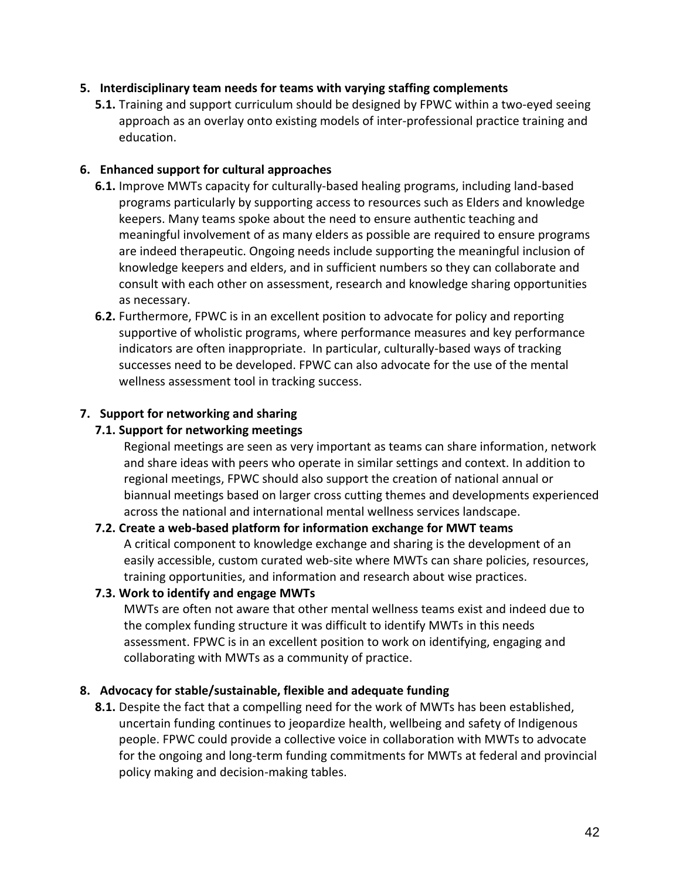**5. Interdisciplinary team needs for teams with varying staffing complements**

**5.1.** Training and support curriculum should be designed by FPWC within a two-eyed seeing approach as an overlay onto existing models of inter-professional practice training and education.

**6. Enhanced support for cultural approaches**

**6.1.** Improve MWTs capacity for culturally-based healing programs, including land-based programs particularly by supporting access to resources such as Elders and knowledge keepers. Many teams spoke about the need to ensure authentic teaching and meaningful involvement of as many elders as possible are required to ensure programs are indeed therapeutic. Ongoing needs include supporting the meaningful inclusion of knowledge keepers and elders, and in sufficient numbers so they can collaborate and consult with each other on assessment, research and knowledge sharing opportunities as necessary.

**6.2.** Furthermore, FPWC is in an excellent position to advocate for policy and reporting supportive of wholistic programs, where performance measures and key performance indicators are often inappropriate. In particular, culturally-based ways of tracking successes need to be developed. FPWC can also advocate for the use of the mental wellness assessment tool in tracking success.

**7. Support for networking and sharing**

**7.1. Support for networking meetings**

Regional meetings are seen as very important as teams can share information, network and share ideas with peers who operate in similar settings and context. In addition to regional meetings, FPWC should also support the creation of national annual or biannual meetings based on larger cross cutting themes and developments experienced across the national and international mental wellness services landscape.

**7.2. Create a web-based platform for information exchange for MWT teams**

A critical component to knowledge exchange and sharing is the development of an easily accessible, custom curated web-site where MWTs can share policies, resources, training opportunities, and information and research about wise practices.

**7.3. Work to identify and engage MWTs**

MWTs are often not aware that other mental wellness teams exist and indeed due to the complex funding structure it was difficult to identify MWTs in this needs assessment. FPWC is in an excellent position to work on identifying, engaging and collaborating with MWTs as a community of practice.

**8. Advocacy for stable/sustainable, flexible and adequate funding**

**8.1.** Despite the fact that a compelling need for the work of MWTs has been established, uncertain funding continues to jeopardize health, wellbeing and safety of Indigenous people. FPWC could provide a collective voice in collaboration with MWTs to advocate for the ongoing and long-term funding commitments for MWTs at federal and provincial policy making and decision-making tables.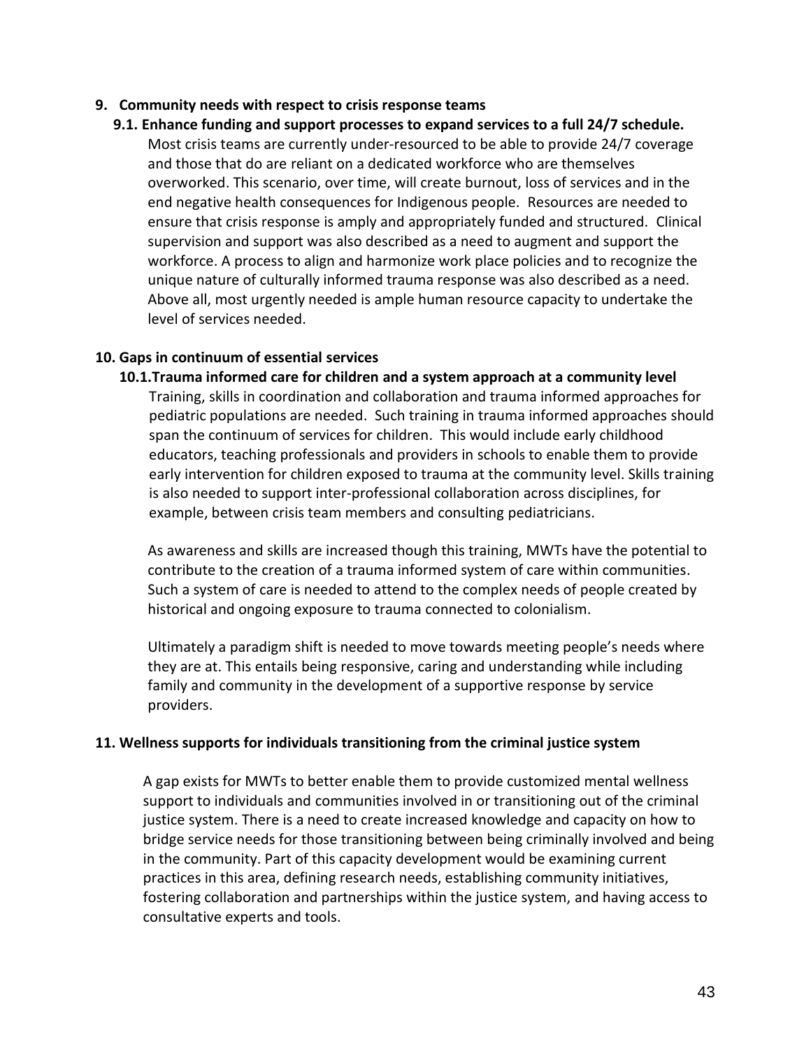## 9. Community needs with respect to crisis response teams

### 9.1. Enhance funding and support processes to expand services to a full 24/7 schedule.

Most crisis teams are currently under-resourced to be able to provide 24/7 coverage and those that do are reliant on a dedicated workforce who are themselves overworked. This scenario, over time, will create burnout, loss of services and in the end negative health consequences for Indigenous people. Resources are needed to ensure that crisis response is amply and appropriately funded and structured. Clinical supervision and support was also described as a need to augment and support the workforce. A process to align and harmonize work place policies and to recognize the unique nature of culturally informed trauma response was also described as a need. Above all, most urgently needed is ample human resource capacity to undertake the level of services needed.

## 10. Gaps in continuum of essential services

### 10.1.Trauma informed care for children and a system approach at a community level

Training, skills in coordination and collaboration and trauma informed approaches for pediatric populations are needed. Such training in trauma informed approaches should span the continuum of services for children. This would include early childhood educators, teaching professionals and providers in schools to enable them to provide early intervention for children exposed to trauma at the community level. Skills training is also needed to support inter-professional collaboration across disciplines, for example, between crisis team members and consulting pediatricians.

As awareness and skills are increased though this training, MWTs have the potential to contribute to the creation of a trauma informed system of care within communities. Such a system of care is needed to attend to the complex needs of people created by historical and ongoing exposure to trauma connected to colonialism.

Ultimately a paradigm shift is needed to move towards meeting people's needs where they are at. This entails being responsive, caring and understanding while including family and community in the development of a supportive response by service providers.

## 11. Wellness supports for individuals transitioning from the criminal justice system

A gap exists for MWTs to better enable them to provide customized mental wellness support to individuals and communities involved in or transitioning out of the criminal justice system. There is a need to create increased knowledge and capacity on how to bridge service needs for those transitioning between being criminally involved and being in the community. Part of this capacity development would be examining current practices in this area, defining research needs, establishing community initiatives, fostering collaboration and partnerships within the justice system, and having access to consultative experts and tools.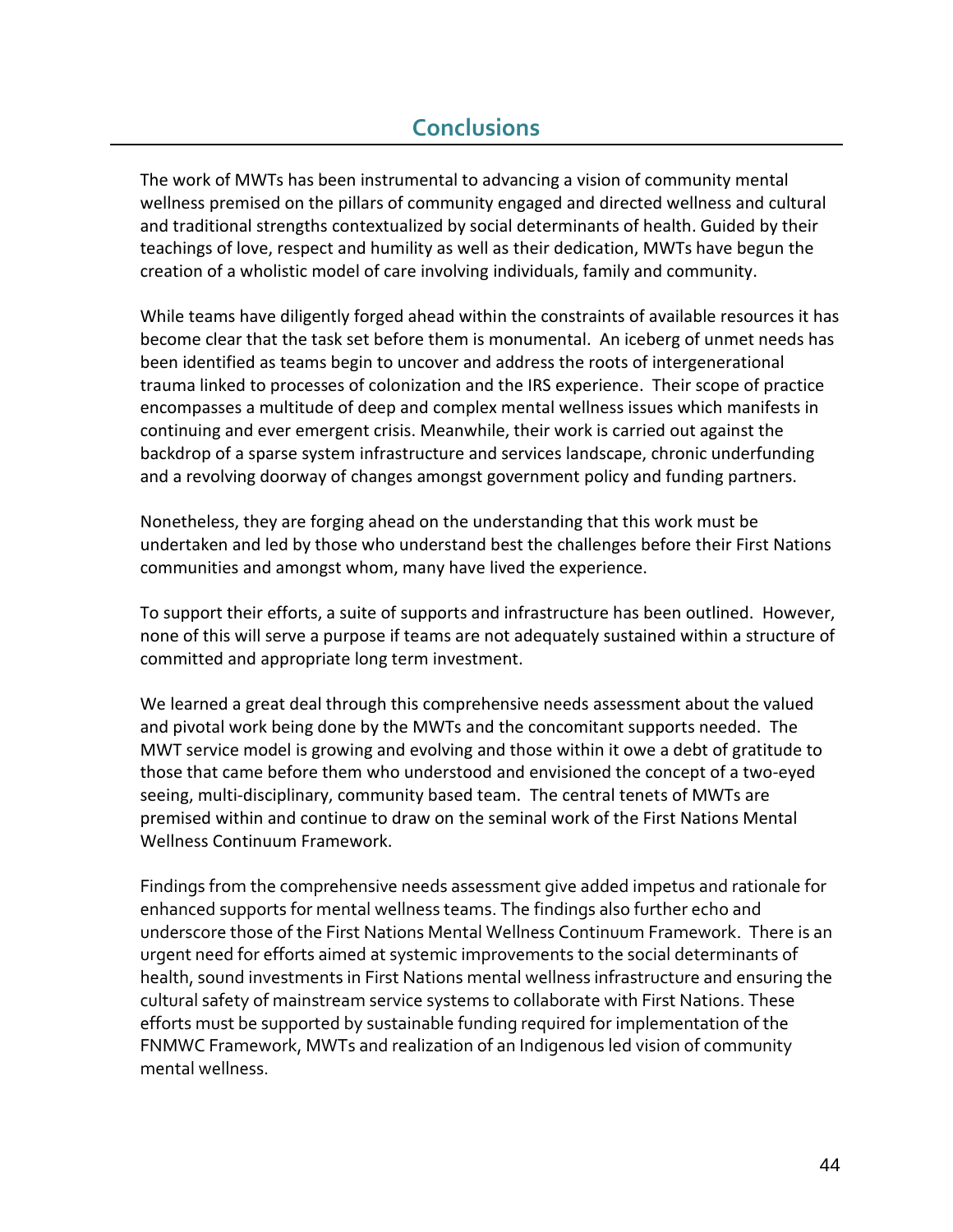# Conclusions

The work of MWTs has been instrumental to advancing a vision of community mental wellness premised on the pillars of community engaged and directed wellness and cultural and traditional strengths contextualized by social determinants of health. Guided by their teachings of love, respect and humility as well as their dedication, MWTs have begun the creation of a wholistic model of care involving individuals, family and community.

While teams have diligently forged ahead within the constraints of available resources it has become clear that the task set before them is monumental. An iceberg of unmet needs has been identified as teams begin to uncover and address the roots of intergenerational trauma linked to processes of colonization and the IRS experience. Their scope of practice encompasses a multitude of deep and complex mental wellness issues which manifests in continuing and ever emergent crisis. Meanwhile, their work is carried out against the backdrop of a sparse system infrastructure and services landscape, chronic underfunding and a revolving doorway of changes amongst government policy and funding partners.

Nonetheless, they are forging ahead on the understanding that this work must be undertaken and led by those who understand best the challenges before their First Nations communities and amongst whom, many have lived the experience.

To support their efforts, a suite of supports and infrastructure has been outlined. However, none of this will serve a purpose if teams are not adequately sustained within a structure of committed and appropriate long term investment.

We learned a great deal through this comprehensive needs assessment about the valued and pivotal work being done by the MWTs and the concomitant supports needed. The MWT service model is growing and evolving and those within it owe a debt of gratitude to those that came before them who understood and envisioned the concept of a two-eyed seeing, multi-disciplinary, community based team. The central tenets of MWTs are premised within and continue to draw on the seminal work of the First Nations Mental Wellness Continuum Framework.

Findings from the comprehensive needs assessment give added impetus and rationale for enhanced supports for mental wellness teams. The findings also further echo and underscore those of the First Nations Mental Wellness Continuum Framework. There is an urgent need for efforts aimed at systemic improvements to the social determinants of health, sound investments in First Nations mental wellness infrastructure and ensuring the cultural safety of mainstream service systems to collaborate with First Nations. These efforts must be supported by sustainable funding required for implementation of the FNMWC Framework, MWTs and realization of an Indigenous led vision of community mental wellness.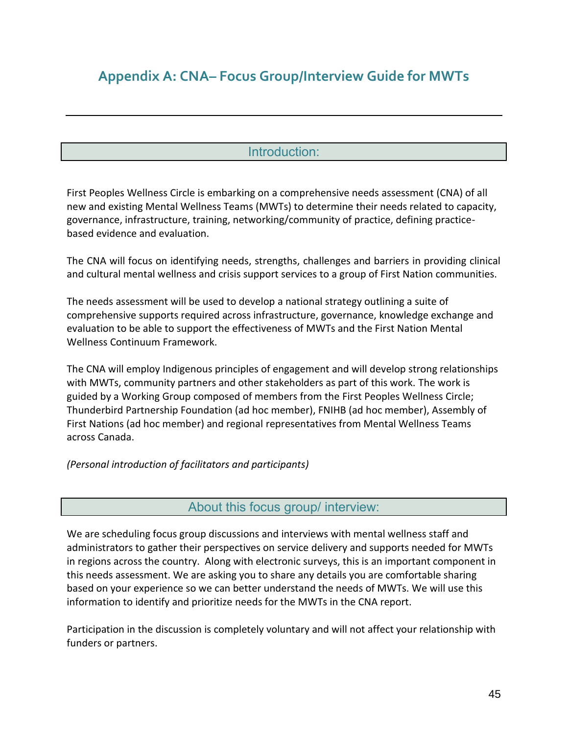# Appendix A: CNA– Focus Group/Interview Guide for MWTs

## Introduction:

First Peoples Wellness Circle is embarking on a comprehensive needs assessment (CNA) of all new and existing Mental Wellness Teams (MWTs) to determine their needs related to capacity, governance, infrastructure, training, networking/community of practice, defining practice-based evidence and evaluation.

The CNA will focus on identifying needs, strengths, challenges and barriers in providing clinical and cultural mental wellness and crisis support services to a group of First Nation communities.

The needs assessment will be used to develop a national strategy outlining a suite of comprehensive supports required across infrastructure, governance, knowledge exchange and evaluation to be able to support the effectiveness of MWTs and the First Nation Mental Wellness Continuum Framework.

The CNA will employ Indigenous principles of engagement and will develop strong relationships with MWTs, community partners and other stakeholders as part of this work. The work is guided by a Working Group composed of members from the First Peoples Wellness Circle; Thunderbird Partnership Foundation (ad hoc member), FNIHB (ad hoc member), Assembly of First Nations (ad hoc member) and regional representatives from Mental Wellness Teams across Canada.

*(Personal introduction of facilitators and participants)*

## About this focus group/ interview:

We are scheduling focus group discussions and interviews with mental wellness staff and administrators to gather their perspectives on service delivery and supports needed for MWTs in regions across the country. Along with electronic surveys, this is an important component in this needs assessment. We are asking you to share any details you are comfortable sharing based on your experience so we can better understand the needs of MWTs. We will use this information to identify and prioritize needs for the MWTs in the CNA report.

Participation in the discussion is completely voluntary and will not affect your relationship with funders or partners.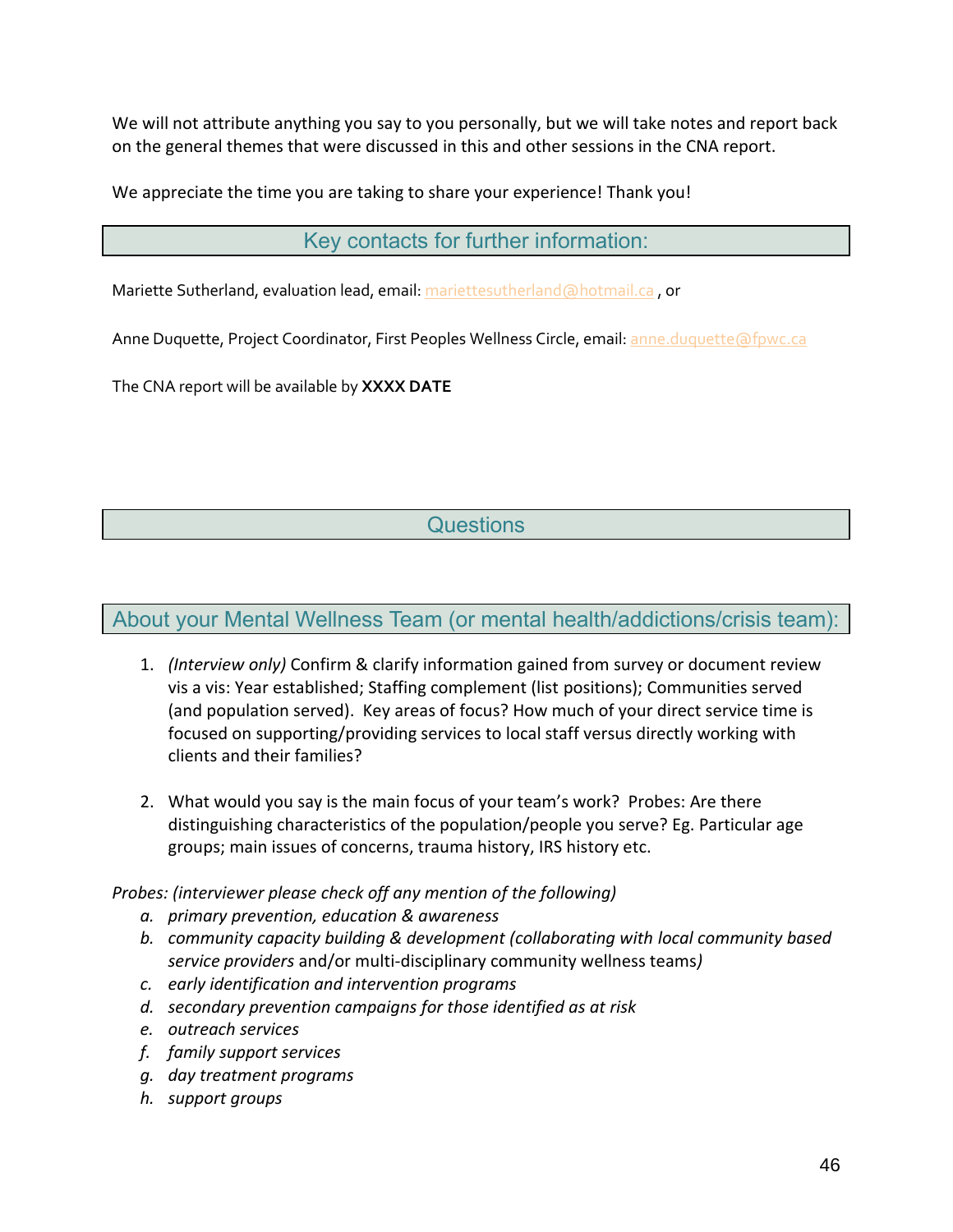We will not attribute anything you say to you personally, but we will take notes and report back on the general themes that were discussed in this and other sessions in the CNA report.

We appreciate the time you are taking to share your experience! Thank you!

## Key contacts for further information:

Mariette Sutherland, evaluation lead, email: mariettesutherland@hotmail.ca , or

Anne Duquette, Project Coordinator, First Peoples Wellness Circle, email: anne.duquette@fpwc.ca

The CNA report will be available by **XXXX DATE**

## Questions

## About your Mental Wellness Team (or mental health/addictions/crisis team):

1. *(Interview only)* Confirm & clarify information gained from survey or document review vis a vis: Year established; Staffing complement (list positions); Communities served (and population served). Key areas of focus? How much of your direct service time is focused on supporting/providing services to local staff versus directly working with clients and their families?

2. What would you say is the main focus of your team's work? Probes: Are there distinguishing characteristics of the population/people you serve? Eg. Particular age groups; main issues of concerns, trauma history, IRS history etc.

*Probes: (interviewer please check off any mention of the following)*

a. *primary prevention, education & awareness*
b. *community capacity building & development (collaborating with local community based service providers* and/or multi-disciplinary community wellness teams*)*
c. *early identification and intervention programs*
d. *secondary prevention campaigns for those identified as at risk*
e. *outreach services*
f. *family support services*
g. *day treatment programs*
h. *support groups*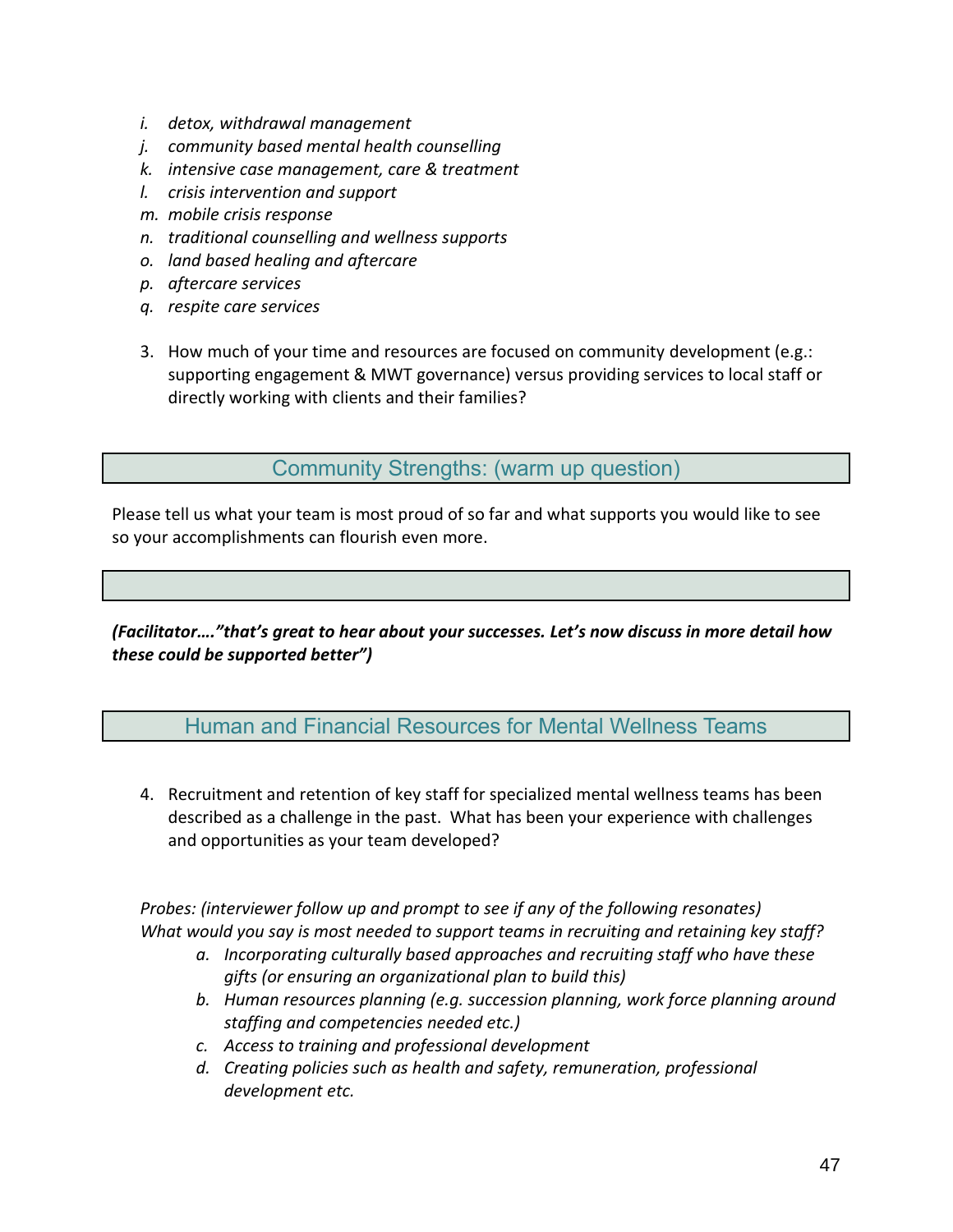*i. detox, withdrawal management*
*j. community based mental health counselling*
*k. intensive case management, care & treatment*
*l. crisis intervention and support*
*m. mobile crisis response*
*n. traditional counselling and wellness supports*
*o. land based healing and aftercare*
*p. aftercare services*
*q. respite care services*

3. How much of your time and resources are focused on community development (e.g.: supporting engagement & MWT governance) versus providing services to local staff or directly working with clients and their families?

## Community Strengths: (warm up question)

Please tell us what your team is most proud of so far and what supports you would like to see so your accomplishments can flourish even more.

***(Facilitator…."that's great to hear about your successes. Let's now discuss in more detail how these could be supported better")***

## Human and Financial Resources for Mental Wellness Teams

4. Recruitment and retention of key staff for specialized mental wellness teams has been described as a challenge in the past. What has been your experience with challenges and opportunities as your team developed?

*Probes: (interviewer follow up and prompt to see if any of the following resonates)*
*What would you say is most needed to support teams in recruiting and retaining key staff?*

*a. Incorporating culturally based approaches and recruiting staff who have these gifts (or ensuring an organizational plan to build this)*
*b. Human resources planning (e.g. succession planning, work force planning around staffing and competencies needed etc.)*
*c. Access to training and professional development*
*d. Creating policies such as health and safety, remuneration, professional development etc.*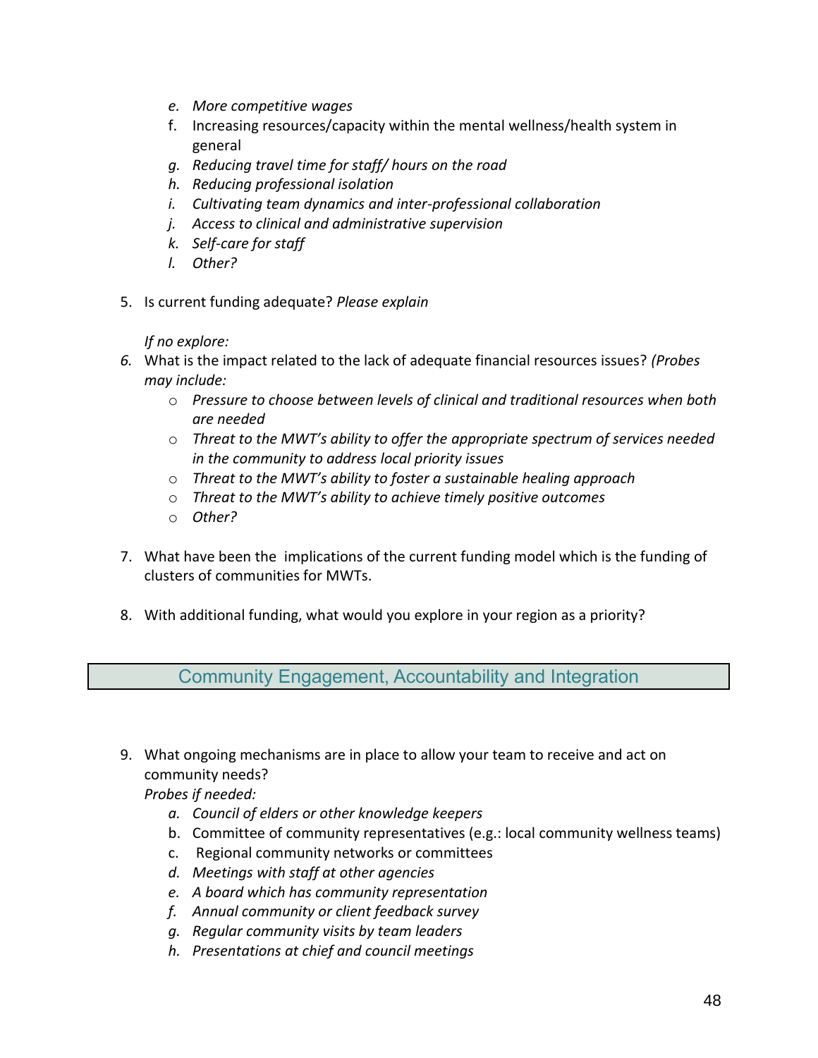e. *More competitive wages*
   f. Increasing resources/capacity within the mental wellness/health system in general
   g. *Reducing travel time for staff/ hours on the road*
   h. *Reducing professional isolation*
   i. *Cultivating team dynamics and inter-professional collaboration*
   j. *Access to clinical and administrative supervision*
   k. *Self-care for staff*
   l. *Other?*

5. Is current funding adequate? *Please explain*

   *If no explore:*

6. What is the impact related to the lack of adequate financial resources issues? *(Probes may include:*
   - *Pressure to choose between levels of clinical and traditional resources when both are needed*
   - *Threat to the MWT's ability to offer the appropriate spectrum of services needed in the community to address local priority issues*
   - *Threat to the MWT's ability to foster a sustainable healing approach*
   - *Threat to the MWT's ability to achieve timely positive outcomes*
   - *Other?*

7. What have been the implications of the current funding model which is the funding of clusters of communities for MWTs.

8. With additional funding, what would you explore in your region as a priority?

## Community Engagement, Accountability and Integration

9. What ongoing mechanisms are in place to allow your team to receive and act on community needs?
   *Probes if needed:*
   a. *Council of elders or other knowledge keepers*
   b. Committee of community representatives (e.g.: local community wellness teams)
   c. Regional community networks or committees
   d. *Meetings with staff at other agencies*
   e. *A board which has community representation*
   f. *Annual community or client feedback survey*
   g. *Regular community visits by team leaders*
   h. *Presentations at chief and council meetings*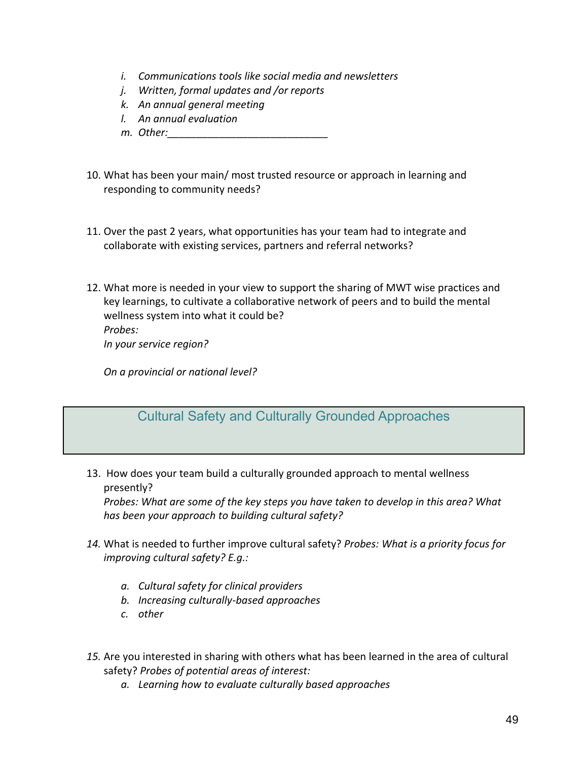i. *Communications tools like social media and newsletters*
   j. *Written, formal updates and /or reports*
   k. *An annual general meeting*
   l. *An annual evaluation*
   m. *Other:____________________________*

10. What has been your main/ most trusted resource or approach in learning and responding to community needs?

11. Over the past 2 years, what opportunities has your team had to integrate and collaborate with existing services, partners and referral networks?

12. What more is needed in your view to support the sharing of MWT wise practices and key learnings, to cultivate a collaborative network of peers and to build the mental wellness system into what it could be?
    *Probes:*
    *In your service region?*

    *On a provincial or national level?*

## Cultural Safety and Culturally Grounded Approaches

13. How does your team build a culturally grounded approach to mental wellness presently?
    *Probes: What are some of the key steps you have taken to develop in this area? What has been your approach to building cultural safety?*

14. What is needed to further improve cultural safety? *Probes: What is a priority focus for improving cultural safety? E.g.:*

    a. *Cultural safety for clinical providers*
    b. *Increasing culturally-based approaches*
    c. *other*

15. Are you interested in sharing with others what has been learned in the area of cultural safety? *Probes of potential areas of interest:*
    a. *Learning how to evaluate culturally based approaches*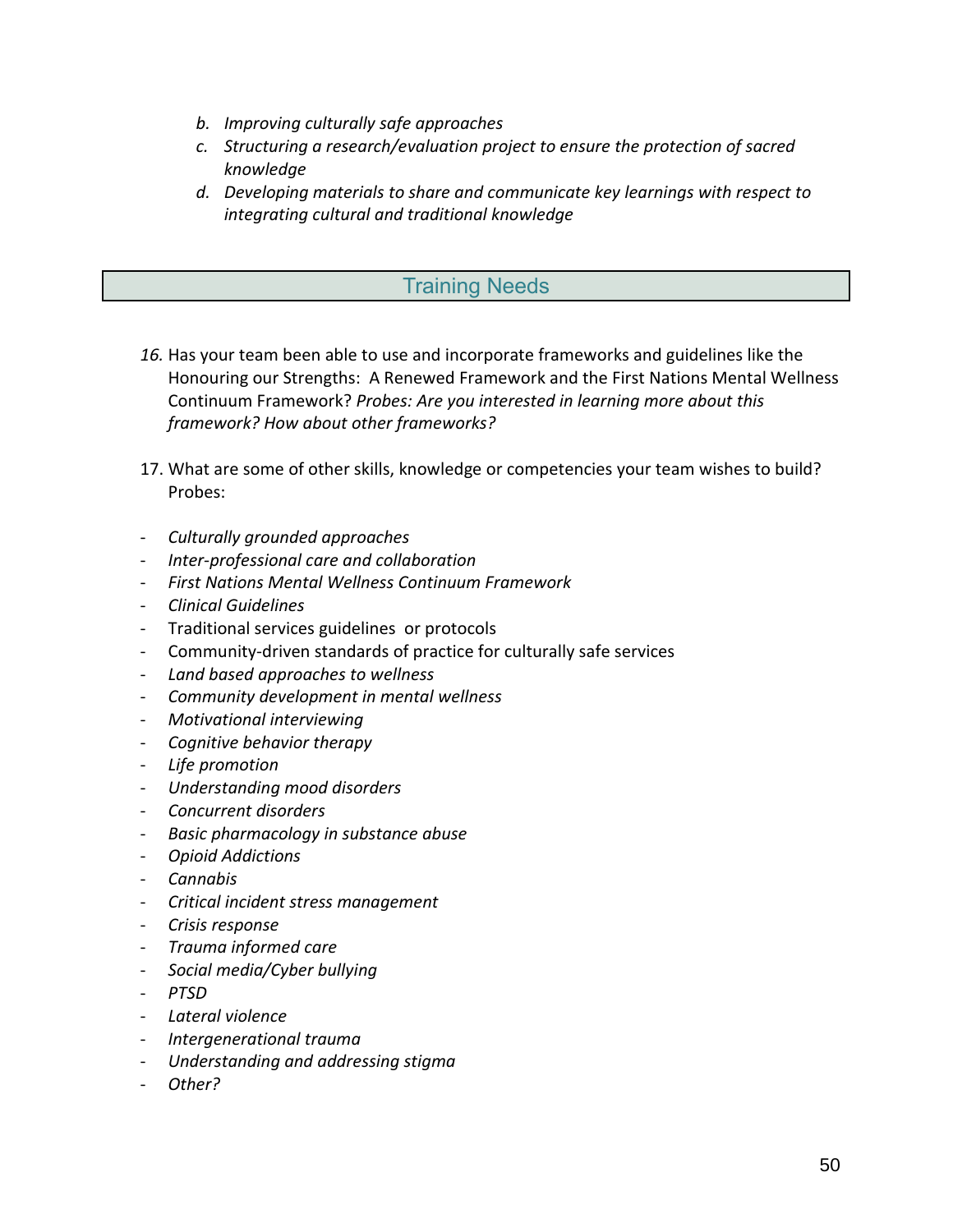b. *Improving culturally safe approaches*
c. *Structuring a research/evaluation project to ensure the protection of sacred knowledge*
d. *Developing materials to share and communicate key learnings with respect to integrating cultural and traditional knowledge*

## Training Needs

*16.* Has your team been able to use and incorporate frameworks and guidelines like the Honouring our Strengths: A Renewed Framework and the First Nations Mental Wellness Continuum Framework? *Probes: Are you interested in learning more about this framework? How about other frameworks?*

17. What are some of other skills, knowledge or competencies your team wishes to build? Probes:

- *Culturally grounded approaches*
- *Inter-professional care and collaboration*
- *First Nations Mental Wellness Continuum Framework*
- *Clinical Guidelines*
- Traditional services guidelines or protocols
- Community-driven standards of practice for culturally safe services
- *Land based approaches to wellness*
- *Community development in mental wellness*
- *Motivational interviewing*
- *Cognitive behavior therapy*
- *Life promotion*
- *Understanding mood disorders*
- *Concurrent disorders*
- *Basic pharmacology in substance abuse*
- *Opioid Addictions*
- *Cannabis*
- *Critical incident stress management*
- *Crisis response*
- *Trauma informed care*
- *Social media/Cyber bullying*
- *PTSD*
- *Lateral violence*
- *Intergenerational trauma*
- *Understanding and addressing stigma*
- *Other?*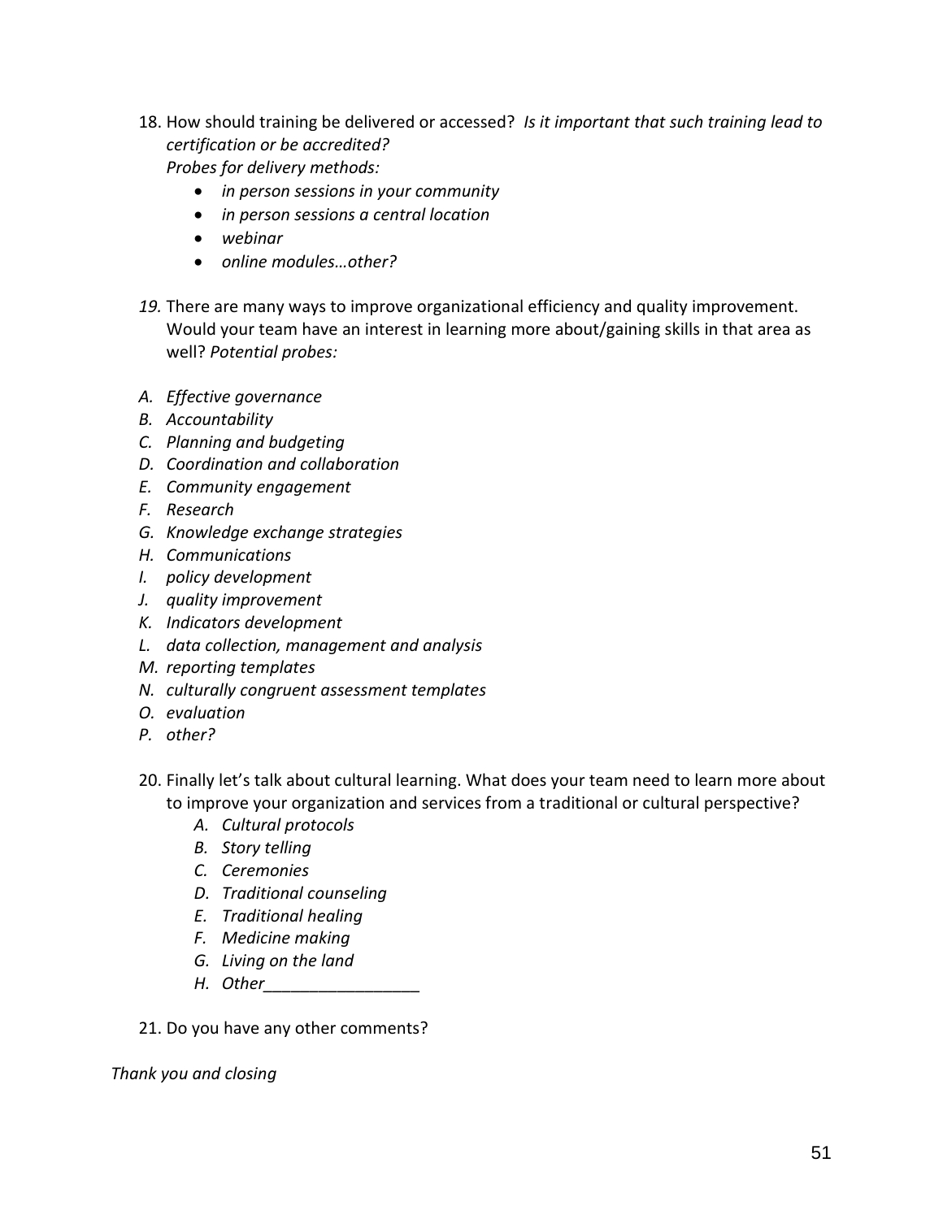18. How should training be delivered or accessed? *Is it important that such training lead to certification or be accredited?*
    *Probes for delivery methods:*
    - *in person sessions in your community*
    - *in person sessions a central location*
    - *webinar*
    - *online modules…other?*

19. There are many ways to improve organizational efficiency and quality improvement. Would your team have an interest in learning more about/gaining skills in that area as well? *Potential probes:*

*A. Effective governance*
*B. Accountability*
*C. Planning and budgeting*
*D. Coordination and collaboration*
*E. Community engagement*
*F. Research*
*G. Knowledge exchange strategies*
*H. Communications*
*I. policy development*
*J. quality improvement*
*K. Indicators development*
*L. data collection, management and analysis*
*M. reporting templates*
*N. culturally congruent assessment templates*
*O. evaluation*
*P. other?*

20. Finally let's talk about cultural learning. What does your team need to learn more about to improve your organization and services from a traditional or cultural perspective?
    *A. Cultural protocols*
    *B. Story telling*
    *C. Ceremonies*
    *D. Traditional counseling*
    *E. Traditional healing*
    *F. Medicine making*
    *G. Living on the land*
    *H. Other_________________*

21. Do you have any other comments?

*Thank you and closing*